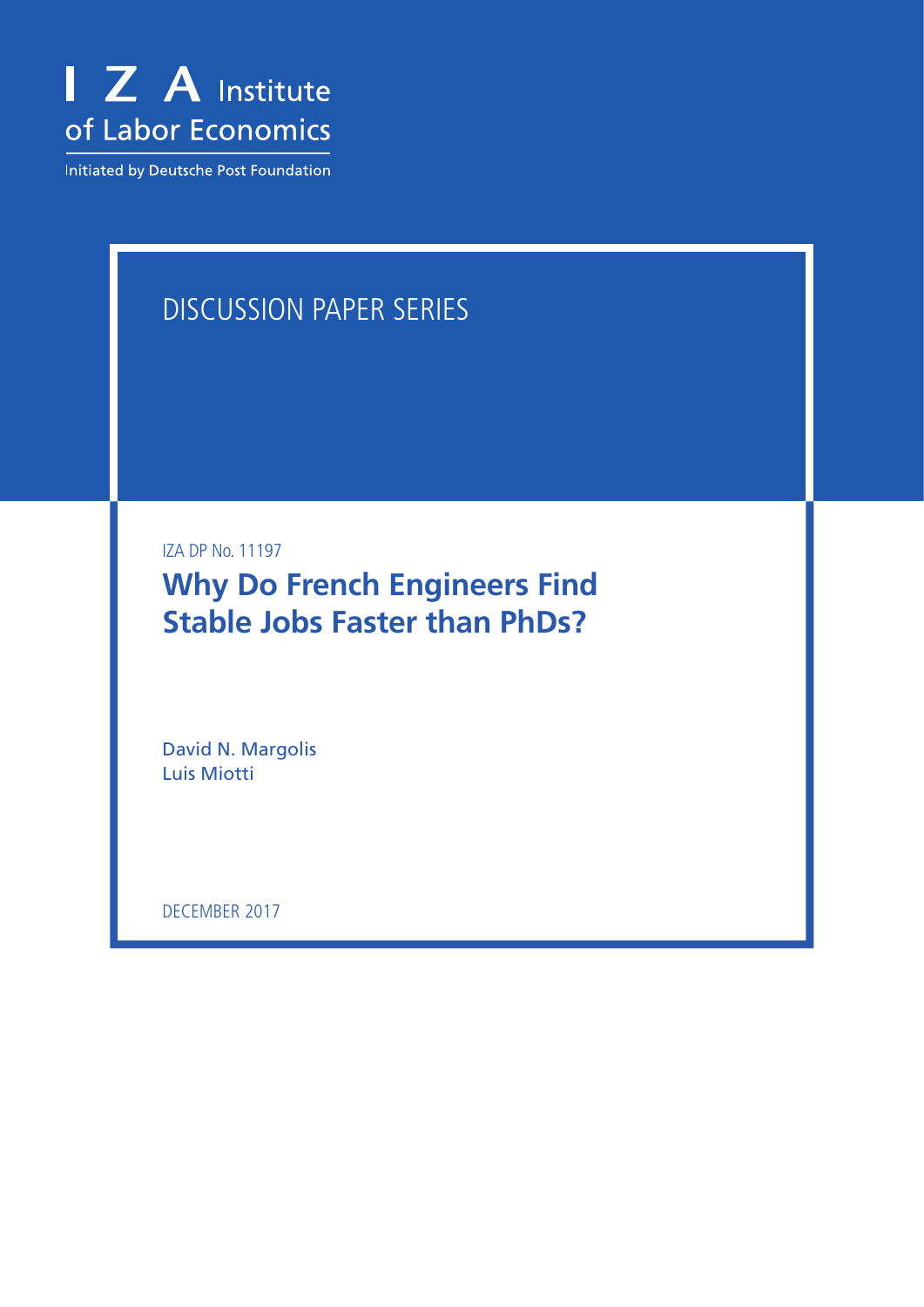I Z A Institute of Labor Economics

Initiated by Deutsche Post Foundation

DISCUSSION PAPER SERIES

IZA DP No. 11197

# Why Do French Engineers Find Stable Jobs Faster than PhDs?

David N. Margolis
Luis Miotti

DECEMBER 2017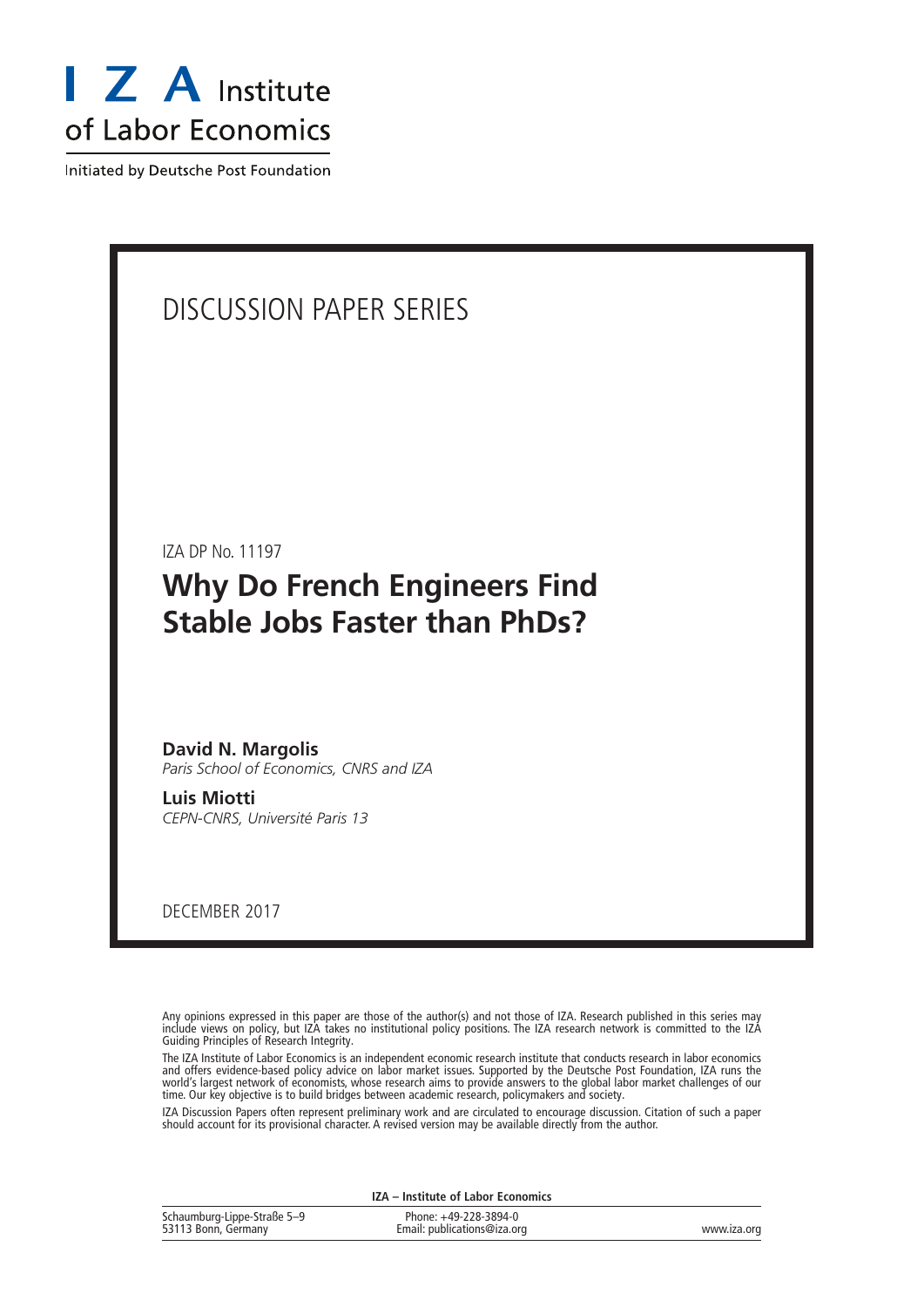# I Z A Institute of Labor Economics

Initiated by Deutsche Post Foundation

DISCUSSION PAPER SERIES

IZA DP No. 11197

## Why Do French Engineers Find Stable Jobs Faster than PhDs?

**David N. Margolis**
*Paris School of Economics, CNRS and IZA*

**Luis Miotti**
*CEPN-CNRS, Université Paris 13*

DECEMBER 2017

Any opinions expressed in this paper are those of the author(s) and not those of IZA. Research published in this series may include views on policy, but IZA takes no institutional policy positions. The IZA research network is committed to the IZA Guiding Principles of Research Integrity.

The IZA Institute of Labor Economics is an independent economic research institute that conducts research in labor economics and offers evidence-based policy advice on labor market issues. Supported by the Deutsche Post Foundation, IZA runs the world's largest network of economists, whose research aims to provide answers to the global labor market challenges of our time. Our key objective is to build bridges between academic research, policymakers and society.

IZA Discussion Papers often represent preliminary work and are circulated to encourage discussion. Citation of such a paper should account for its provisional character. A revised version may be available directly from the author.

**IZA – Institute of Labor Economics**

| | | |
|---|---|---|
| Schaumburg-Lippe-Straße 5–9<br>53113 Bonn, Germany | Phone: +49-228-3894-0<br>Email: publications@iza.org | www.iza.org |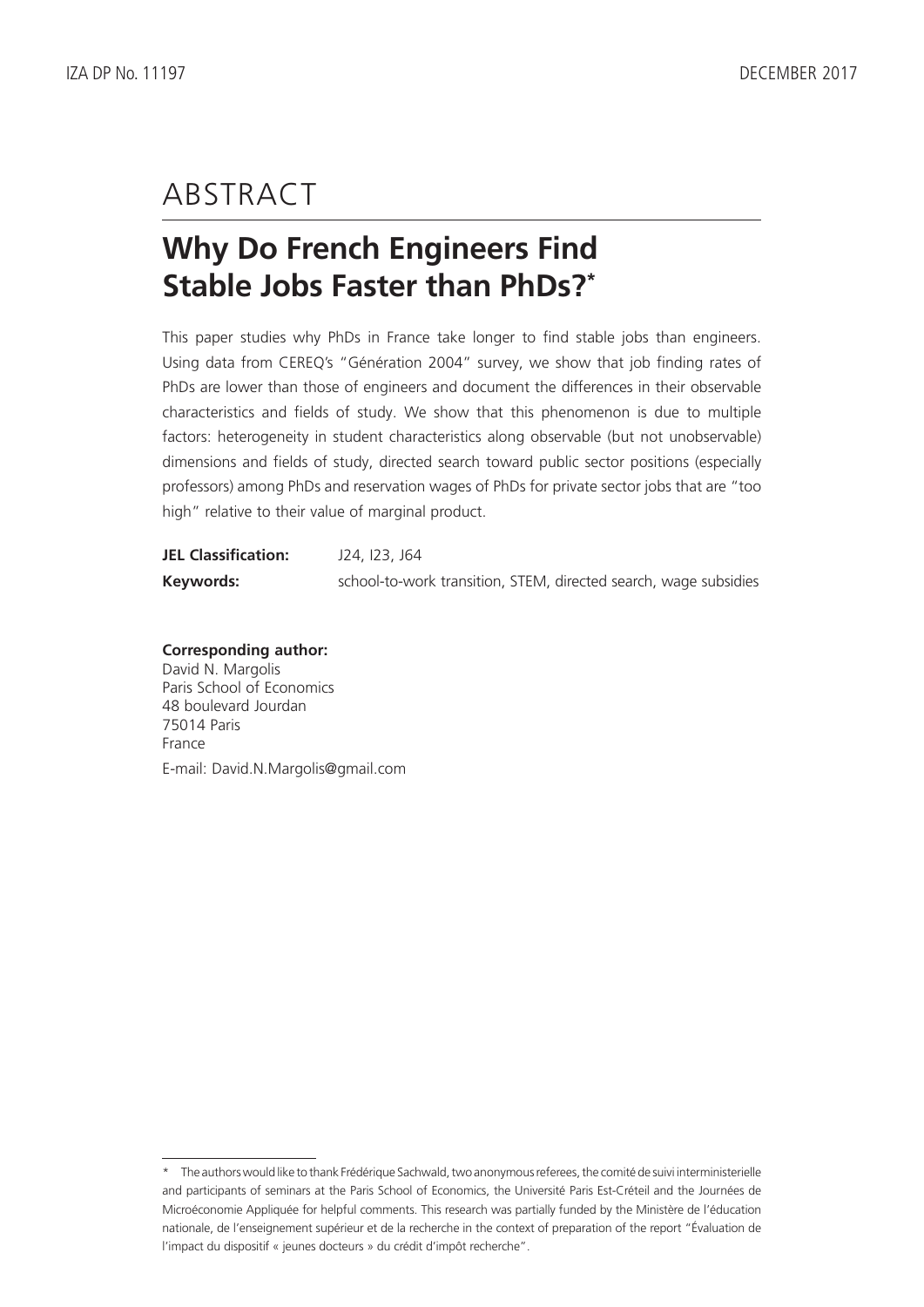# ABSTRACT

## Why Do French Engineers Find Stable Jobs Faster than PhDs?*

This paper studies why PhDs in France take longer to find stable jobs than engineers. Using data from CEREQ's "Génération 2004" survey, we show that job finding rates of PhDs are lower than those of engineers and document the differences in their observable characteristics and fields of study. We show that this phenomenon is due to multiple factors: heterogeneity in student characteristics along observable (but not unobservable) dimensions and fields of study, directed search toward public sector positions (especially professors) among PhDs and reservation wages of PhDs for private sector jobs that are "too high" relative to their value of marginal product.

**JEL Classification:** J24, I23, J64

**Keywords:** school-to-work transition, STEM, directed search, wage subsidies

**Corresponding author:**
David N. Margolis
Paris School of Economics
48 boulevard Jourdan
75014 Paris
France

E-mail: David.N.Margolis@gmail.com

---

* The authors would like to thank Frédérique Sachwald, two anonymous referees, the comité de suivi interministerielle and participants of seminars at the Paris School of Economics, the Université Paris Est-Créteil and the Journées de Microéconomie Appliquée for helpful comments. This research was partially funded by the Ministère de l'éducation nationale, de l'enseignement supérieur et de la recherche in the context of preparation of the report "Évaluation de l'impact du dispositif « jeunes docteurs » du crédit d'impôt recherche".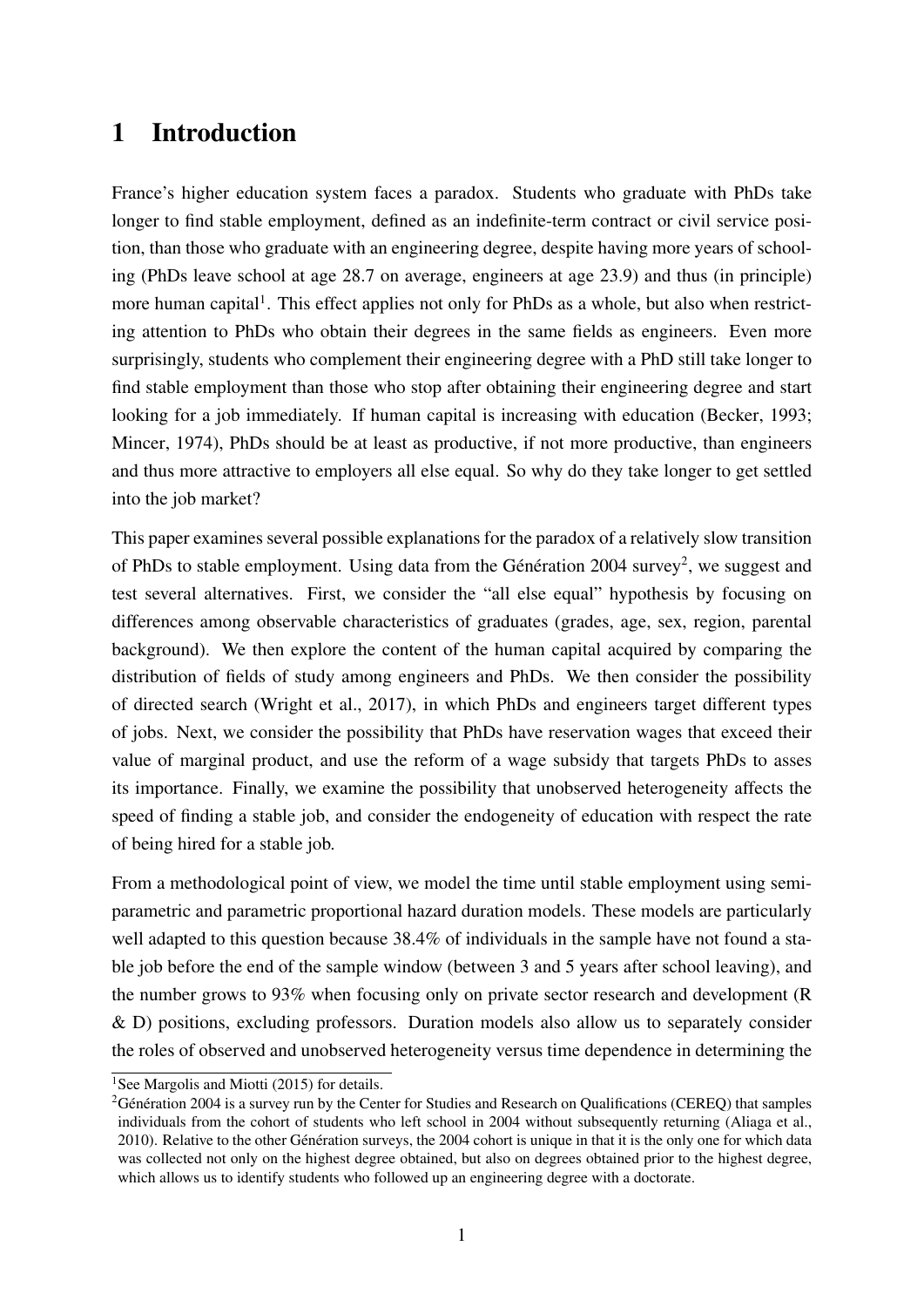# 1 Introduction

France's higher education system faces a paradox. Students who graduate with PhDs take longer to find stable employment, defined as an indefinite-term contract or civil service position, than those who graduate with an engineering degree, despite having more years of schooling (PhDs leave school at age 28.7 on average, engineers at age 23.9) and thus (in principle) more human capital[1]. This effect applies not only for PhDs as a whole, but also when restricting attention to PhDs who obtain their degrees in the same fields as engineers. Even more surprisingly, students who complement their engineering degree with a PhD still take longer to find stable employment than those who stop after obtaining their engineering degree and start looking for a job immediately. If human capital is increasing with education (Becker, 1993; Mincer, 1974), PhDs should be at least as productive, if not more productive, than engineers and thus more attractive to employers all else equal. So why do they take longer to get settled into the job market?

This paper examines several possible explanations for the paradox of a relatively slow transition of PhDs to stable employment. Using data from the Génération 2004 survey[2], we suggest and test several alternatives. First, we consider the "all else equal" hypothesis by focusing on differences among observable characteristics of graduates (grades, age, sex, region, parental background). We then explore the content of the human capital acquired by comparing the distribution of fields of study among engineers and PhDs. We then consider the possibility of directed search (Wright et al., 2017), in which PhDs and engineers target different types of jobs. Next, we consider the possibility that PhDs have reservation wages that exceed their value of marginal product, and use the reform of a wage subsidy that targets PhDs to asses its importance. Finally, we examine the possibility that unobserved heterogeneity affects the speed of finding a stable job, and consider the endogeneity of education with respect the rate of being hired for a stable job.

From a methodological point of view, we model the time until stable employment using semi-parametric and parametric proportional hazard duration models. These models are particularly well adapted to this question because 38.4% of individuals in the sample have not found a stable job before the end of the sample window (between 3 and 5 years after school leaving), and the number grows to 93% when focusing only on private sector research and development (R & D) positions, excluding professors. Duration models also allow us to separately consider the roles of observed and unobserved heterogeneity versus time dependence in determining the

[1] See Margolis and Miotti (2015) for details.

[2] Génération 2004 is a survey run by the Center for Studies and Research on Qualifications (CEREQ) that samples individuals from the cohort of students who left school in 2004 without subsequently returning (Aliaga et al., 2010). Relative to the other Génération surveys, the 2004 cohort is unique in that it is the only one for which data was collected not only on the highest degree obtained, but also on degrees obtained prior to the highest degree, which allows us to identify students who followed up an engineering degree with a doctorate.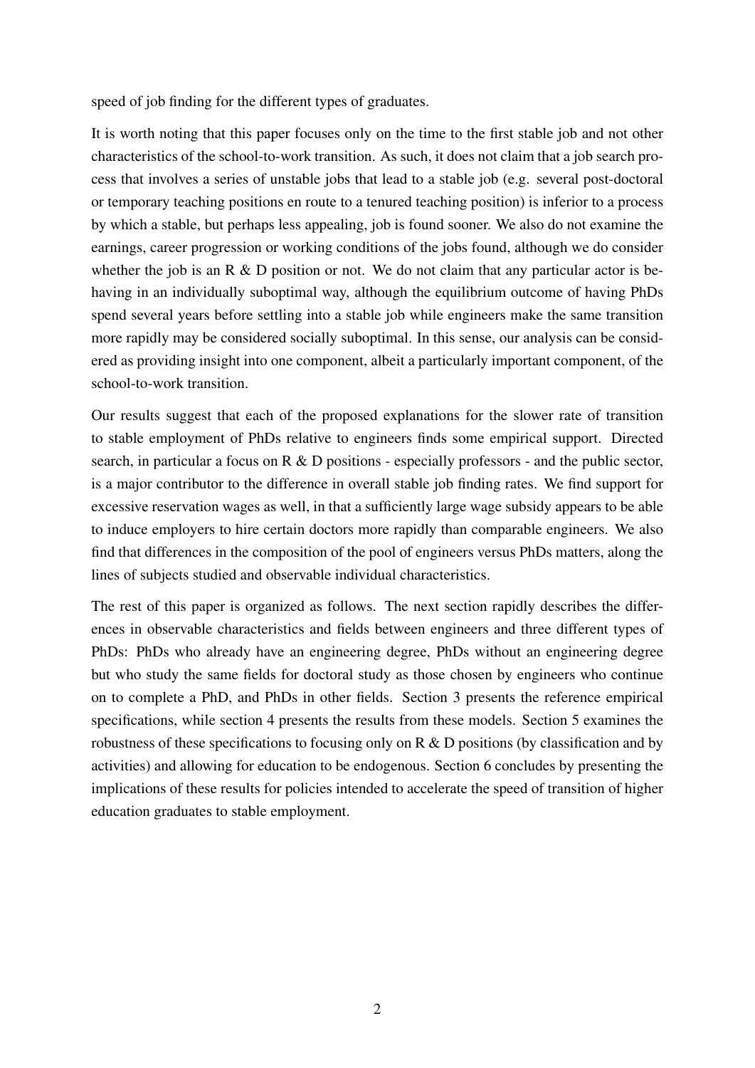speed of job finding for the different types of graduates.

It is worth noting that this paper focuses only on the time to the first stable job and not other characteristics of the school-to-work transition. As such, it does not claim that a job search process that involves a series of unstable jobs that lead to a stable job (e.g. several post-doctoral or temporary teaching positions en route to a tenured teaching position) is inferior to a process by which a stable, but perhaps less appealing, job is found sooner. We also do not examine the earnings, career progression or working conditions of the jobs found, although we do consider whether the job is an R & D position or not. We do not claim that any particular actor is behaving in an individually suboptimal way, although the equilibrium outcome of having PhDs spend several years before settling into a stable job while engineers make the same transition more rapidly may be considered socially suboptimal. In this sense, our analysis can be considered as providing insight into one component, albeit a particularly important component, of the school-to-work transition.

Our results suggest that each of the proposed explanations for the slower rate of transition to stable employment of PhDs relative to engineers finds some empirical support. Directed search, in particular a focus on R & D positions - especially professors - and the public sector, is a major contributor to the difference in overall stable job finding rates. We find support for excessive reservation wages as well, in that a sufficiently large wage subsidy appears to be able to induce employers to hire certain doctors more rapidly than comparable engineers. We also find that differences in the composition of the pool of engineers versus PhDs matters, along the lines of subjects studied and observable individual characteristics.

The rest of this paper is organized as follows. The next section rapidly describes the differences in observable characteristics and fields between engineers and three different types of PhDs: PhDs who already have an engineering degree, PhDs without an engineering degree but who study the same fields for doctoral study as those chosen by engineers who continue on to complete a PhD, and PhDs in other fields. Section 3 presents the reference empirical specifications, while section 4 presents the results from these models. Section 5 examines the robustness of these specifications to focusing only on R & D positions (by classification and by activities) and allowing for education to be endogenous. Section 6 concludes by presenting the implications of these results for policies intended to accelerate the speed of transition of higher education graduates to stable employment.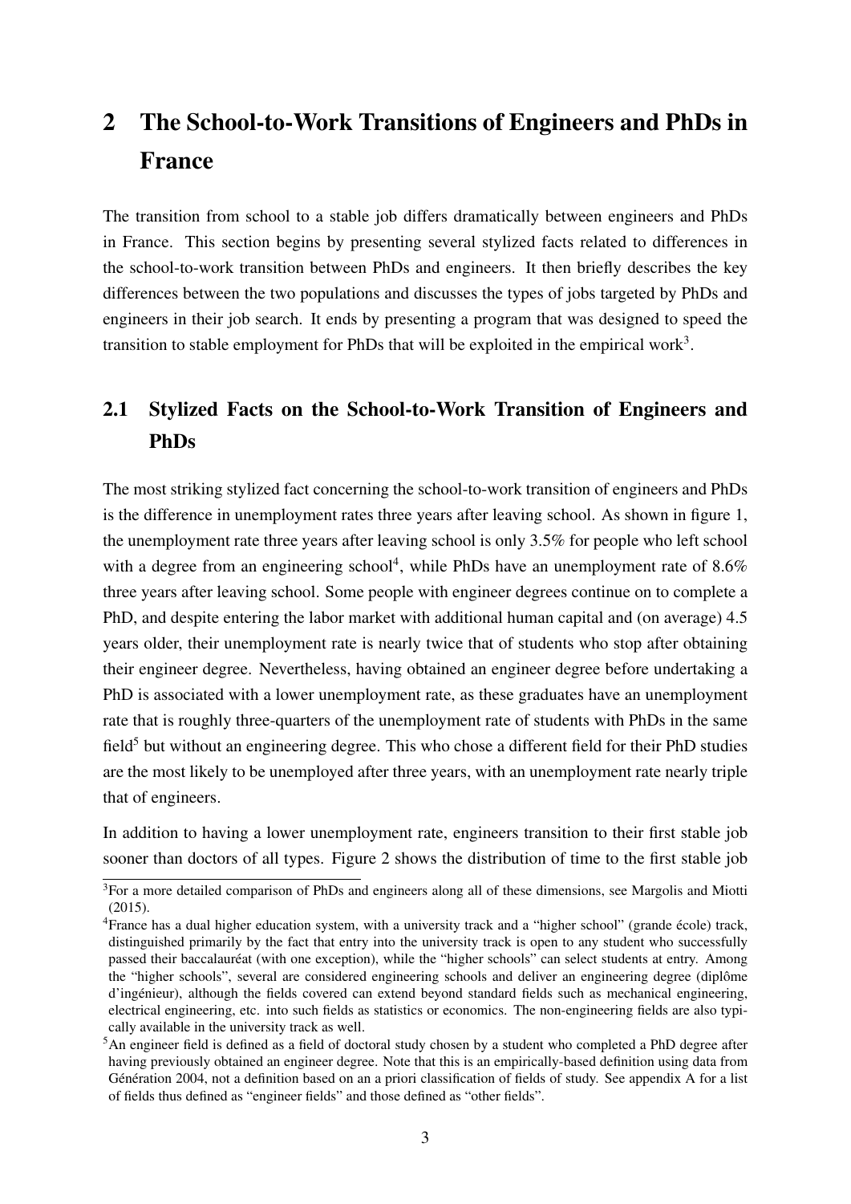# 2 The School-to-Work Transitions of Engineers and PhDs in France

The transition from school to a stable job differs dramatically between engineers and PhDs in France. This section begins by presenting several stylized facts related to differences in the school-to-work transition between PhDs and engineers. It then briefly describes the key differences between the two populations and discusses the types of jobs targeted by PhDs and engineers in their job search. It ends by presenting a program that was designed to speed the transition to stable employment for PhDs that will be exploited in the empirical work[3].

## 2.1 Stylized Facts on the School-to-Work Transition of Engineers and PhDs

The most striking stylized fact concerning the school-to-work transition of engineers and PhDs is the difference in unemployment rates three years after leaving school. As shown in figure 1, the unemployment rate three years after leaving school is only 3.5% for people who left school with a degree from an engineering school[4], while PhDs have an unemployment rate of 8.6% three years after leaving school. Some people with engineer degrees continue on to complete a PhD, and despite entering the labor market with additional human capital and (on average) 4.5 years older, their unemployment rate is nearly twice that of students who stop after obtaining their engineer degree. Nevertheless, having obtained an engineer degree before undertaking a PhD is associated with a lower unemployment rate, as these graduates have an unemployment rate that is roughly three-quarters of the unemployment rate of students with PhDs in the same field[5] but without an engineering degree. This who chose a different field for their PhD studies are the most likely to be unemployed after three years, with an unemployment rate nearly triple that of engineers.

In addition to having a lower unemployment rate, engineers transition to their first stable job sooner than doctors of all types. Figure 2 shows the distribution of time to the first stable job

[3] For a more detailed comparison of PhDs and engineers along all of these dimensions, see Margolis and Miotti (2015).

[4] France has a dual higher education system, with a university track and a "higher school" (grande école) track, distinguished primarily by the fact that entry into the university track is open to any student who successfully passed their baccalauréat (with one exception), while the "higher schools" can select students at entry. Among the "higher schools", several are considered engineering schools and deliver an engineering degree (diplôme d'ingénieur), although the fields covered can extend beyond standard fields such as mechanical engineering, electrical engineering, etc. into such fields as statistics or economics. The non-engineering fields are also typically available in the university track as well.

[5] An engineer field is defined as a field of doctoral study chosen by a student who completed a PhD degree after having previously obtained an engineer degree. Note that this is an empirically-based definition using data from Génération 2004, not a definition based on an a priori classification of fields of study. See appendix A for a list of fields thus defined as "engineer fields" and those defined as "other fields".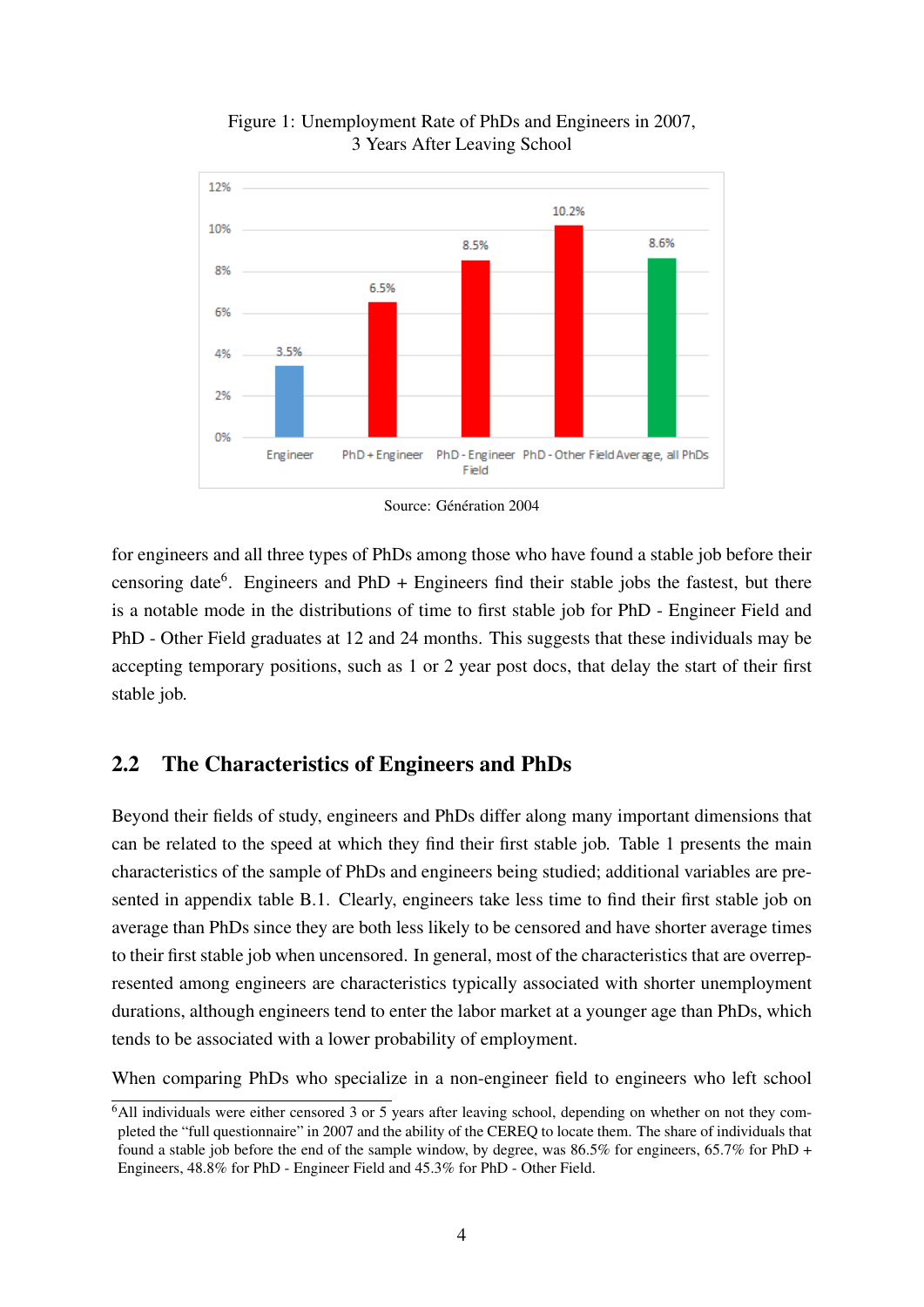Figure 1: Unemployment Rate of PhDs and Engineers in 2007, 3 Years After Leaving School

Source: Génération 2004

for engineers and all three types of PhDs among those who have found a stable job before their censoring date[6]. Engineers and PhD + Engineers find their stable jobs the fastest, but there is a notable mode in the distributions of time to first stable job for PhD - Engineer Field and PhD - Other Field graduates at 12 and 24 months. This suggests that these individuals may be accepting temporary positions, such as 1 or 2 year post docs, that delay the start of their first stable job.

## 2.2 The Characteristics of Engineers and PhDs

Beyond their fields of study, engineers and PhDs differ along many important dimensions that can be related to the speed at which they find their first stable job. Table 1 presents the main characteristics of the sample of PhDs and engineers being studied; additional variables are presented in appendix table B.1. Clearly, engineers take less time to find their first stable job on average than PhDs since they are both less likely to be censored and have shorter average times to their first stable job when uncensored. In general, most of the characteristics that are overrepresented among engineers are characteristics typically associated with shorter unemployment durations, although engineers tend to enter the labor market at a younger age than PhDs, which tends to be associated with a lower probability of employment.

When comparing PhDs who specialize in a non-engineer field to engineers who left school

[6] All individuals were either censored 3 or 5 years after leaving school, depending on whether on not they completed the "full questionnaire" in 2007 and the ability of the CEREQ to locate them. The share of individuals that found a stable job before the end of the sample window, by degree, was 86.5% for engineers, 65.7% for PhD + Engineers, 48.8% for PhD - Engineer Field and 45.3% for PhD - Other Field.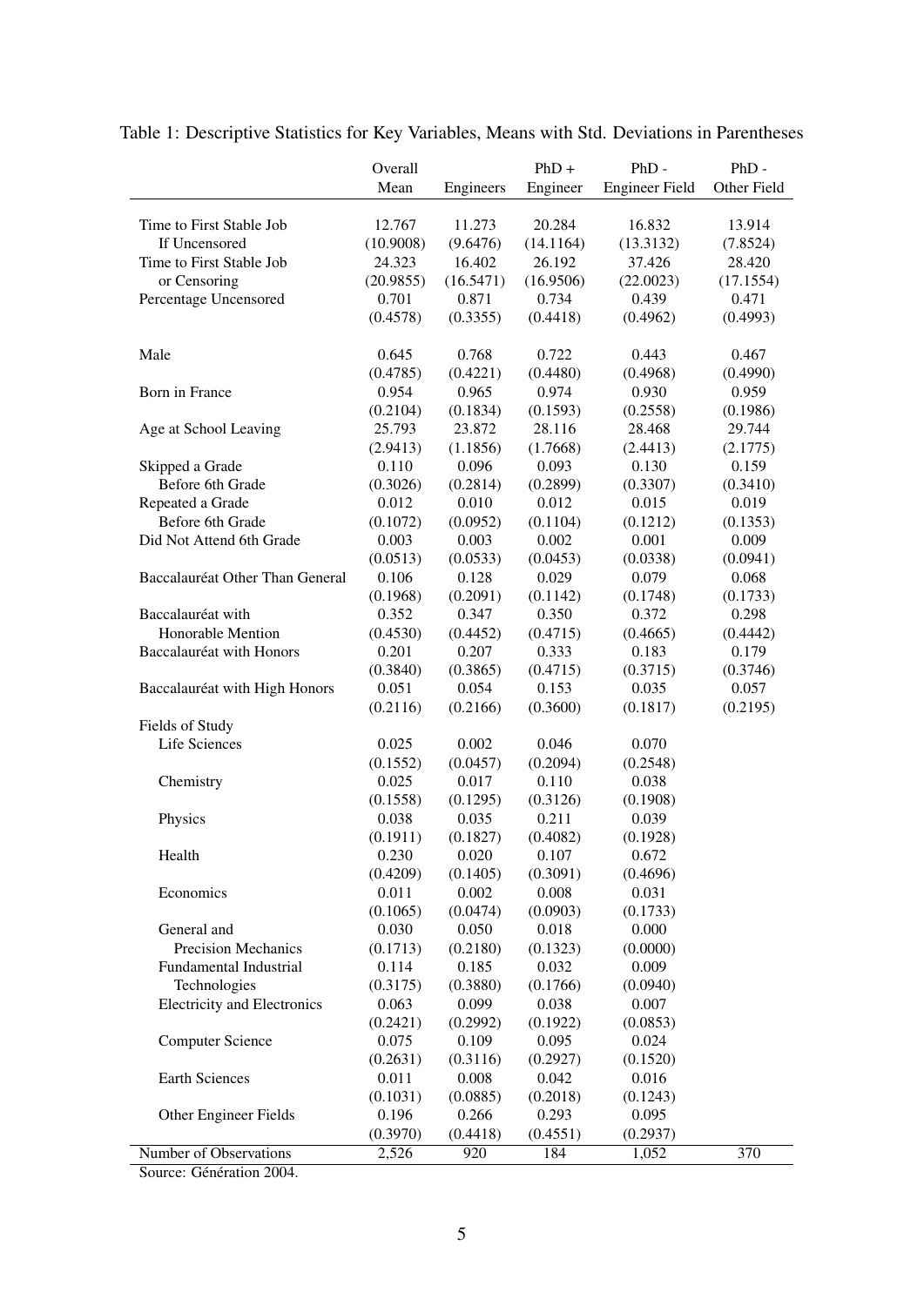Table 1: Descriptive Statistics for Key Variables, Means with Std. Deviations in Parentheses

| | Overall Mean | Engineers | PhD + Engineer | PhD - Engineer Field | PhD - Other Field |
|---|---|---|---|---|---|
| Time to First Stable Job | 12.767 | 11.273 | 20.284 | 16.832 | 13.914 |
| If Uncensored | (10.9008) | (9.6476) | (14.1164) | (13.3132) | (7.8524) |
| Time to First Stable Job | 24.323 | 16.402 | 26.192 | 37.426 | 28.420 |
| or Censoring | (20.9855) | (16.5471) | (16.9506) | (22.0023) | (17.1554) |
| Percentage Uncensored | 0.701 | 0.871 | 0.734 | 0.439 | 0.471 |
| | (0.4578) | (0.3355) | (0.4418) | (0.4962) | (0.4993) |
| Male | 0.645 | 0.768 | 0.722 | 0.443 | 0.467 |
| | (0.4785) | (0.4221) | (0.4480) | (0.4968) | (0.4990) |
| Born in France | 0.954 | 0.965 | 0.974 | 0.930 | 0.959 |
| | (0.2104) | (0.1834) | (0.1593) | (0.2558) | (0.1986) |
| Age at School Leaving | 25.793 | 23.872 | 28.116 | 28.468 | 29.744 |
| | (2.9413) | (1.1856) | (1.7668) | (2.4413) | (2.1775) |
| Skipped a Grade | 0.110 | 0.096 | 0.093 | 0.130 | 0.159 |
| Before 6th Grade | (0.3026) | (0.2814) | (0.2899) | (0.3307) | (0.3410) |
| Repeated a Grade | 0.012 | 0.010 | 0.012 | 0.015 | 0.019 |
| Before 6th Grade | (0.1072) | (0.0952) | (0.1104) | (0.1212) | (0.1353) |
| Did Not Attend 6th Grade | 0.003 | 0.003 | 0.002 | 0.001 | 0.009 |
| | (0.0513) | (0.0533) | (0.0453) | (0.0338) | (0.0941) |
| Baccalauréat Other Than General | 0.106 | 0.128 | 0.029 | 0.079 | 0.068 |
| | (0.1968) | (0.2091) | (0.1142) | (0.1748) | (0.1733) |
| Baccalauréat with | 0.352 | 0.347 | 0.350 | 0.372 | 0.298 |
| Honorable Mention | (0.4530) | (0.4452) | (0.4715) | (0.4665) | (0.4442) |
| Baccalauréat with Honors | 0.201 | 0.207 | 0.333 | 0.183 | 0.179 |
| | (0.3840) | (0.3865) | (0.4715) | (0.3715) | (0.3746) |
| Baccalauréat with High Honors | 0.051 | 0.054 | 0.153 | 0.035 | 0.057 |
| | (0.2116) | (0.2166) | (0.3600) | (0.1817) | (0.2195) |
| Fields of Study | | | | | |
| Life Sciences | 0.025 | 0.002 | 0.046 | 0.070 | |
| | (0.1552) | (0.0457) | (0.2094) | (0.2548) | |
| Chemistry | 0.025 | 0.017 | 0.110 | 0.038 | |
| | (0.1558) | (0.1295) | (0.3126) | (0.1908) | |
| Physics | 0.038 | 0.035 | 0.211 | 0.039 | |
| | (0.1911) | (0.1827) | (0.4082) | (0.1928) | |
| Health | 0.230 | 0.020 | 0.107 | 0.672 | |
| | (0.4209) | (0.1405) | (0.3091) | (0.4696) | |
| Economics | 0.011 | 0.002 | 0.008 | 0.031 | |
| | (0.1065) | (0.0474) | (0.0903) | (0.1733) | |
| General and | 0.030 | 0.050 | 0.018 | 0.000 | |
| Precision Mechanics | (0.1713) | (0.2180) | (0.1323) | (0.0000) | |
| Fundamental Industrial | 0.114 | 0.185 | 0.032 | 0.009 | |
| Technologies | (0.3175) | (0.3880) | (0.1766) | (0.0940) | |
| Electricity and Electronics | 0.063 | 0.099 | 0.038 | 0.007 | |
| | (0.2421) | (0.2992) | (0.1922) | (0.0853) | |
| Computer Science | 0.075 | 0.109 | 0.095 | 0.024 | |
| | (0.2631) | (0.3116) | (0.2927) | (0.1520) | |
| Earth Sciences | 0.011 | 0.008 | 0.042 | 0.016 | |
| | (0.1031) | (0.0885) | (0.2018) | (0.1243) | |
| Other Engineer Fields | 0.196 | 0.266 | 0.293 | 0.095 | |
| | (0.3970) | (0.4418) | (0.4551) | (0.2937) | |
| Number of Observations | 2,526 | 920 | 184 | 1,052 | 370 |

Source: Génération 2004.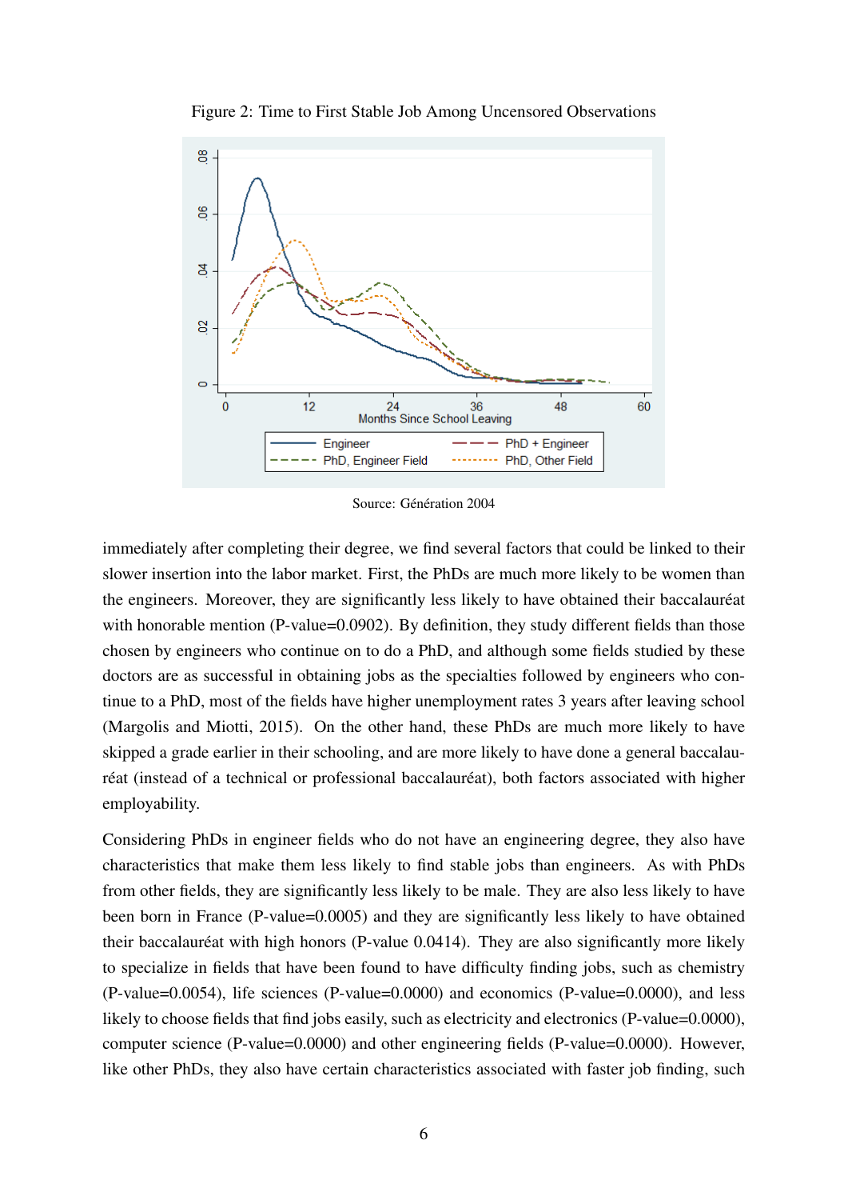Figure 2: Time to First Stable Job Among Uncensored Observations

Source: Génération 2004

immediately after completing their degree, we find several factors that could be linked to their slower insertion into the labor market. First, the PhDs are much more likely to be women than the engineers. Moreover, they are significantly less likely to have obtained their baccalauréat with honorable mention (P-value=0.0902). By definition, they study different fields than those chosen by engineers who continue on to do a PhD, and although some fields studied by these doctors are as successful in obtaining jobs as the specialties followed by engineers who continue to a PhD, most of the fields have higher unemployment rates 3 years after leaving school (Margolis and Miotti, 2015). On the other hand, these PhDs are much more likely to have skipped a grade earlier in their schooling, and are more likely to have done a general baccalauréat (instead of a technical or professional baccalauréat), both factors associated with higher employability.

Considering PhDs in engineer fields who do not have an engineering degree, they also have characteristics that make them less likely to find stable jobs than engineers. As with PhDs from other fields, they are significantly less likely to be male. They are also less likely to have been born in France (P-value=0.0005) and they are significantly less likely to have obtained their baccalauréat with high honors (P-value 0.0414). They are also significantly more likely to specialize in fields that have been found to have difficulty finding jobs, such as chemistry (P-value=0.0054), life sciences (P-value=0.0000) and economics (P-value=0.0000), and less likely to choose fields that find jobs easily, such as electricity and electronics (P-value=0.0000), computer science (P-value=0.0000) and other engineering fields (P-value=0.0000). However, like other PhDs, they also have certain characteristics associated with faster job finding, such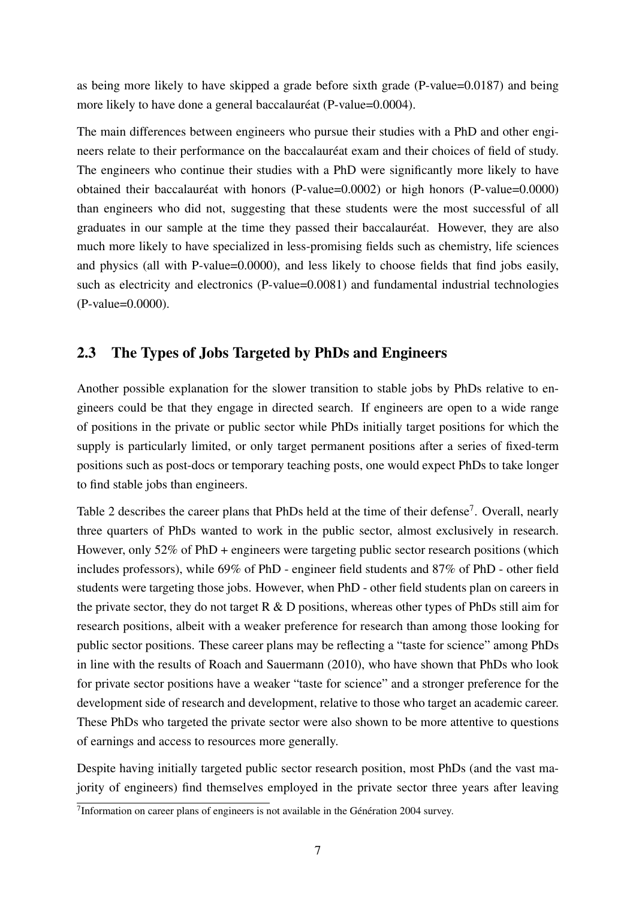as being more likely to have skipped a grade before sixth grade (P-value=0.0187) and being more likely to have done a general baccalauréat (P-value=0.0004).

The main differences between engineers who pursue their studies with a PhD and other engineers relate to their performance on the baccalauréat exam and their choices of field of study. The engineers who continue their studies with a PhD were significantly more likely to have obtained their baccalauréat with honors (P-value=0.0002) or high honors (P-value=0.0000) than engineers who did not, suggesting that these students were the most successful of all graduates in our sample at the time they passed their baccalauréat. However, they are also much more likely to have specialized in less-promising fields such as chemistry, life sciences and physics (all with P-value=0.0000), and less likely to choose fields that find jobs easily, such as electricity and electronics (P-value=0.0081) and fundamental industrial technologies (P-value=0.0000).

## 2.3 The Types of Jobs Targeted by PhDs and Engineers

Another possible explanation for the slower transition to stable jobs by PhDs relative to engineers could be that they engage in directed search. If engineers are open to a wide range of positions in the private or public sector while PhDs initially target positions for which the supply is particularly limited, or only target permanent positions after a series of fixed-term positions such as post-docs or temporary teaching posts, one would expect PhDs to take longer to find stable jobs than engineers.

Table 2 describes the career plans that PhDs held at the time of their defense[7]. Overall, nearly three quarters of PhDs wanted to work in the public sector, almost exclusively in research. However, only 52% of PhD + engineers were targeting public sector research positions (which includes professors), while 69% of PhD - engineer field students and 87% of PhD - other field students were targeting those jobs. However, when PhD - other field students plan on careers in the private sector, they do not target R & D positions, whereas other types of PhDs still aim for research positions, albeit with a weaker preference for research than among those looking for public sector positions. These career plans may be reflecting a "taste for science" among PhDs in line with the results of Roach and Sauermann (2010), who have shown that PhDs who look for private sector positions have a weaker "taste for science" and a stronger preference for the development side of research and development, relative to those who target an academic career. These PhDs who targeted the private sector were also shown to be more attentive to questions of earnings and access to resources more generally.

Despite having initially targeted public sector research position, most PhDs (and the vast majority of engineers) find themselves employed in the private sector three years after leaving

[7]Information on career plans of engineers is not available in the Génération 2004 survey.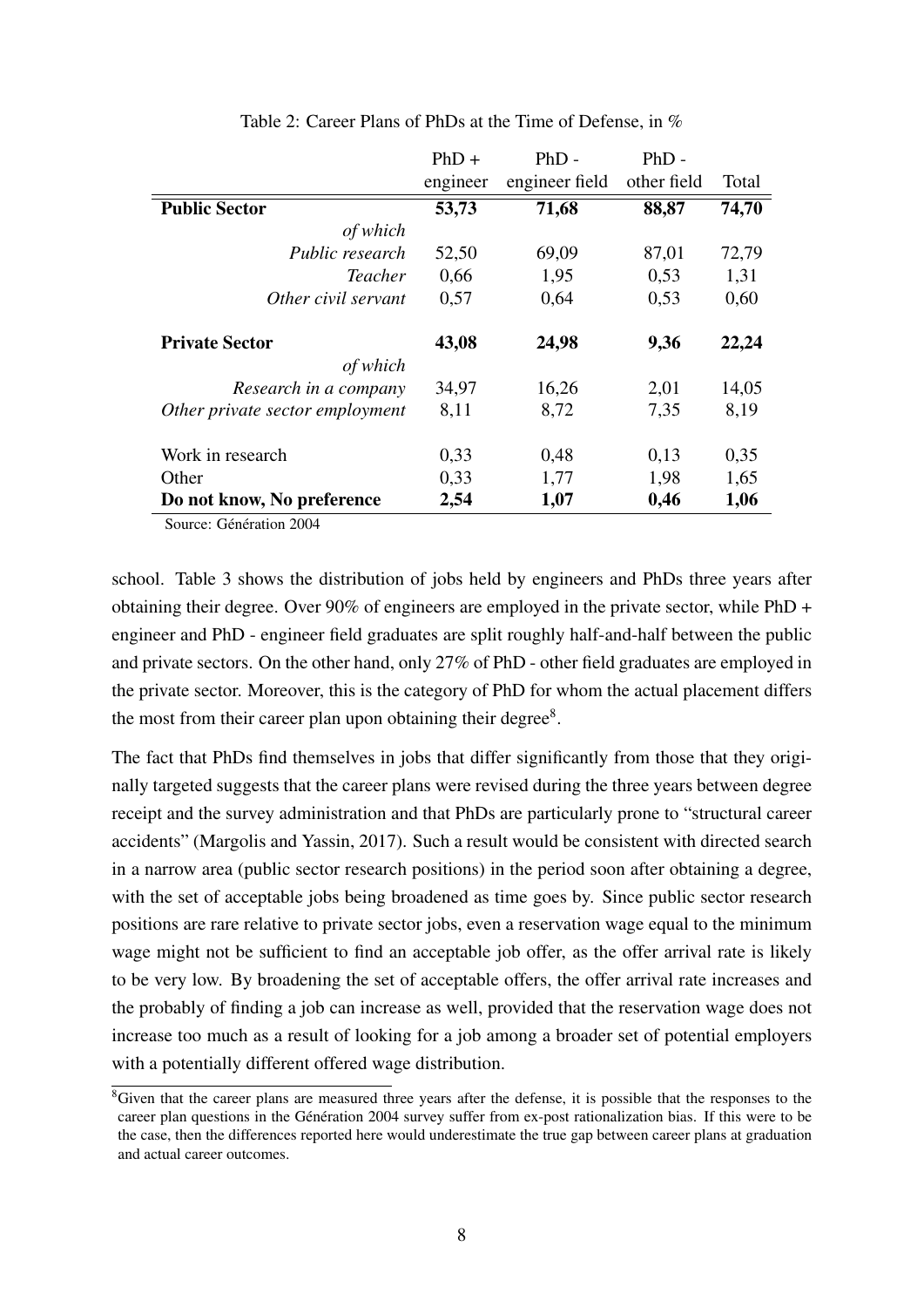Table 2: Career Plans of PhDs at the Time of Defense, in %

| | PhD + engineer | PhD - engineer field | PhD - other field | Total |
|---|---|---|---|---|
| **Public Sector** | **53,73** | **71,68** | **88,87** | **74,70** |
| *of which* | | | | |
| *Public research* | 52,50 | 69,09 | 87,01 | 72,79 |
| *Teacher* | 0,66 | 1,95 | 0,53 | 1,31 |
| *Other civil servant* | 0,57 | 0,64 | 0,53 | 0,60 |
| **Private Sector** | **43,08** | **24,98** | **9,36** | **22,24** |
| *of which* | | | | |
| *Research in a company* | 34,97 | 16,26 | 2,01 | 14,05 |
| *Other private sector employment* | 8,11 | 8,72 | 7,35 | 8,19 |
| Work in research | 0,33 | 0,48 | 0,13 | 0,35 |
| Other | 0,33 | 1,77 | 1,98 | 1,65 |
| **Do not know, No preference** | **2,54** | **1,07** | **0,46** | **1,06** |

Source: Génération 2004

school. Table 3 shows the distribution of jobs held by engineers and PhDs three years after obtaining their degree. Over 90% of engineers are employed in the private sector, while PhD + engineer and PhD - engineer field graduates are split roughly half-and-half between the public and private sectors. On the other hand, only 27% of PhD - other field graduates are employed in the private sector. Moreover, this is the category of PhD for whom the actual placement differs the most from their career plan upon obtaining their degree[8].

The fact that PhDs find themselves in jobs that differ significantly from those that they originally targeted suggests that the career plans were revised during the three years between degree receipt and the survey administration and that PhDs are particularly prone to "structural career accidents" (Margolis and Yassin, 2017). Such a result would be consistent with directed search in a narrow area (public sector research positions) in the period soon after obtaining a degree, with the set of acceptable jobs being broadened as time goes by. Since public sector research positions are rare relative to private sector jobs, even a reservation wage equal to the minimum wage might not be sufficient to find an acceptable job offer, as the offer arrival rate is likely to be very low. By broadening the set of acceptable offers, the offer arrival rate increases and the probably of finding a job can increase as well, provided that the reservation wage does not increase too much as a result of looking for a job among a broader set of potential employers with a potentially different offered wage distribution.

[8]Given that the career plans are measured three years after the defense, it is possible that the responses to the career plan questions in the Génération 2004 survey suffer from ex-post rationalization bias. If this were to be the case, then the differences reported here would underestimate the true gap between career plans at graduation and actual career outcomes.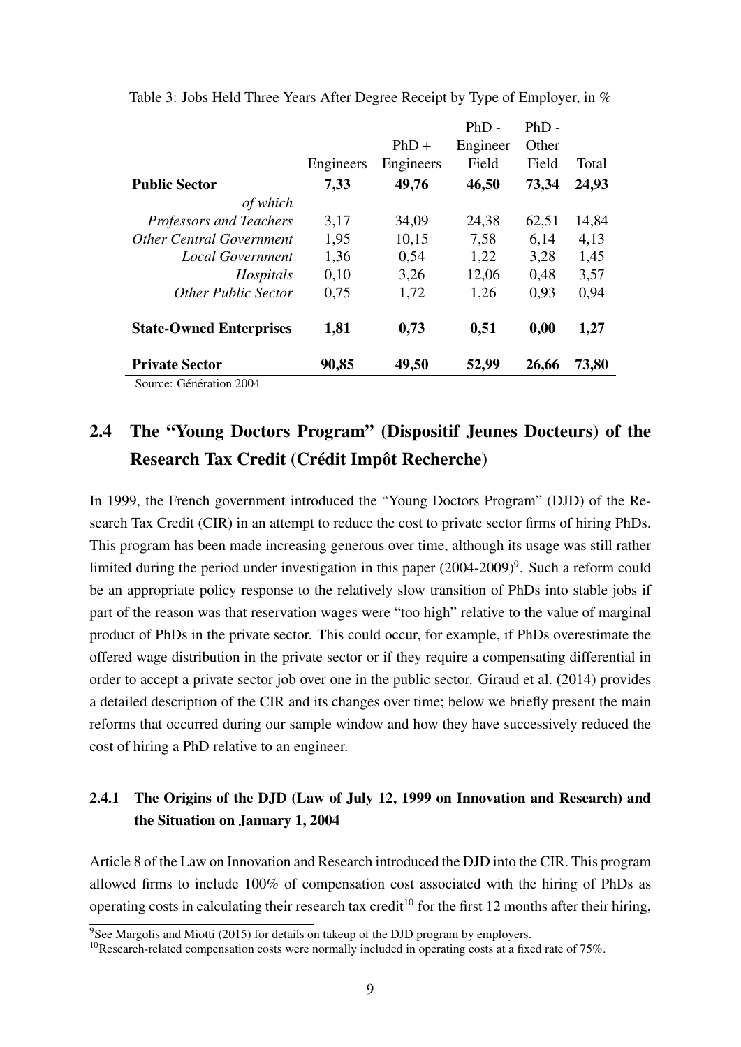Table 3: Jobs Held Three Years After Degree Receipt by Type of Employer, in %

| | Engineers | PhD + Engineers | PhD - Engineer Field | PhD - Other Field | Total |
|---|---|---|---|---|---|
| **Public Sector** | **7,33** | **49,76** | **46,50** | **73,34** | **24,93** |
| *of which* | | | | | |
| *Professors and Teachers* | 3,17 | 34,09 | 24,38 | 62,51 | 14,84 |
| *Other Central Government* | 1,95 | 10,15 | 7,58 | 6,14 | 4,13 |
| *Local Government* | 1,36 | 0,54 | 1,22 | 3,28 | 1,45 |
| *Hospitals* | 0,10 | 3,26 | 12,06 | 0,48 | 3,57 |
| *Other Public Sector* | 0,75 | 1,72 | 1,26 | 0,93 | 0,94 |
| **State-Owned Enterprises** | **1,81** | **0,73** | **0,51** | **0,00** | **1,27** |
| **Private Sector** | **90,85** | **49,50** | **52,99** | **26,66** | **73,80** |

Source: Génération 2004

## 2.4 The "Young Doctors Program" (Dispositif Jeunes Docteurs) of the Research Tax Credit (Crédit Impôt Recherche)

In 1999, the French government introduced the "Young Doctors Program" (DJD) of the Research Tax Credit (CIR) in an attempt to reduce the cost to private sector firms of hiring PhDs. This program has been made increasing generous over time, although its usage was still rather limited during the period under investigation in this paper (2004-2009)[9]. Such a reform could be an appropriate policy response to the relatively slow transition of PhDs into stable jobs if part of the reason was that reservation wages were "too high" relative to the value of marginal product of PhDs in the private sector. This could occur, for example, if PhDs overestimate the offered wage distribution in the private sector or if they require a compensating differential in order to accept a private sector job over one in the public sector. Giraud et al. (2014) provides a detailed description of the CIR and its changes over time; below we briefly present the main reforms that occurred during our sample window and how they have successively reduced the cost of hiring a PhD relative to an engineer.

### 2.4.1 The Origins of the DJD (Law of July 12, 1999 on Innovation and Research) and the Situation on January 1, 2004

Article 8 of the Law on Innovation and Research introduced the DJD into the CIR. This program allowed firms to include 100% of compensation cost associated with the hiring of PhDs as operating costs in calculating their research tax credit[10] for the first 12 months after their hiring,

[9]See Margolis and Miotti (2015) for details on takeup of the DJD program by employers.

[10]Research-related compensation costs were normally included in operating costs at a fixed rate of 75%.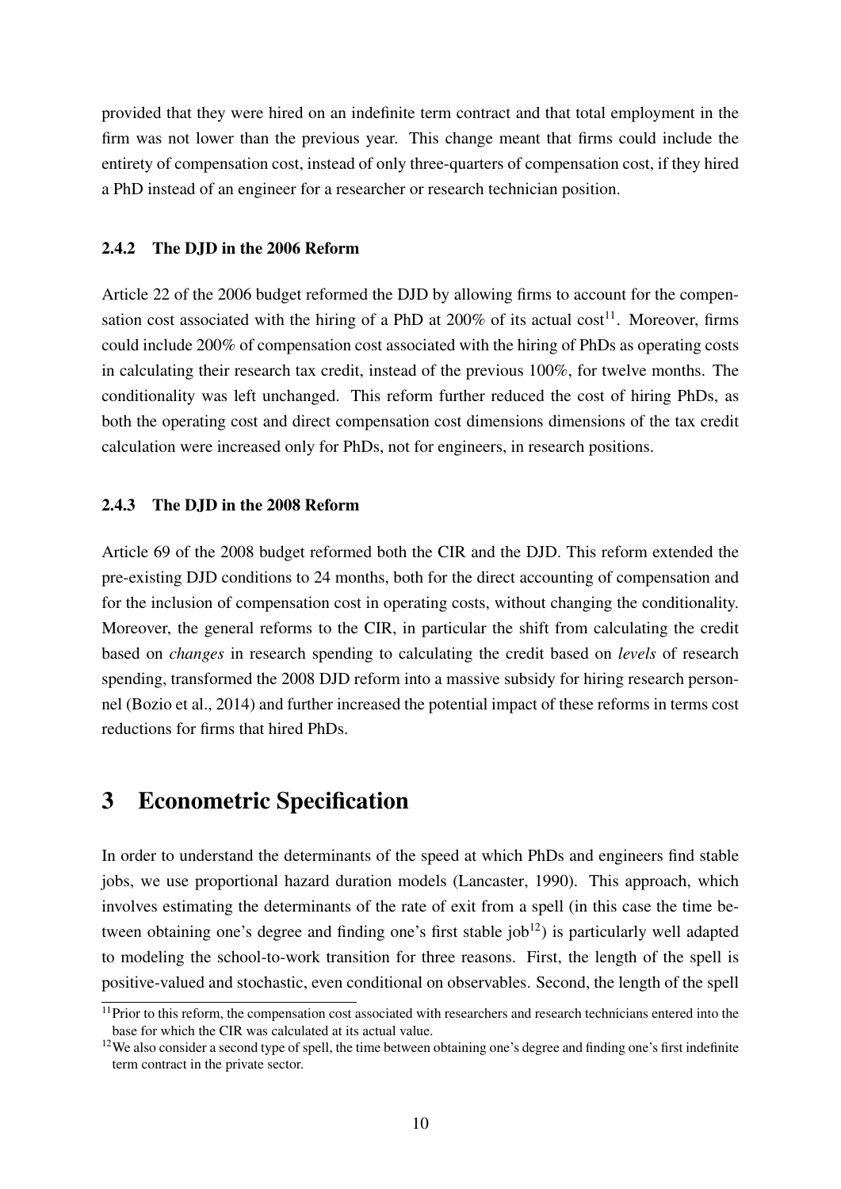provided that they were hired on an indefinite term contract and that total employment in the firm was not lower than the previous year. This change meant that firms could include the entirety of compensation cost, instead of only three-quarters of compensation cost, if they hired a PhD instead of an engineer for a researcher or research technician position.

### 2.4.2 The DJD in the 2006 Reform

Article 22 of the 2006 budget reformed the DJD by allowing firms to account for the compensation cost associated with the hiring of a PhD at 200% of its actual cost[11]. Moreover, firms could include 200% of compensation cost associated with the hiring of PhDs as operating costs in calculating their research tax credit, instead of the previous 100%, for twelve months. The conditionality was left unchanged. This reform further reduced the cost of hiring PhDs, as both the operating cost and direct compensation cost dimensions dimensions of the tax credit calculation were increased only for PhDs, not for engineers, in research positions.

### 2.4.3 The DJD in the 2008 Reform

Article 69 of the 2008 budget reformed both the CIR and the DJD. This reform extended the pre-existing DJD conditions to 24 months, both for the direct accounting of compensation and for the inclusion of compensation cost in operating costs, without changing the conditionality. Moreover, the general reforms to the CIR, in particular the shift from calculating the credit based on *changes* in research spending to calculating the credit based on *levels* of research spending, transformed the 2008 DJD reform into a massive subsidy for hiring research personnel (Bozio et al., 2014) and further increased the potential impact of these reforms in terms cost reductions for firms that hired PhDs.

## 3 Econometric Specification

In order to understand the determinants of the speed at which PhDs and engineers find stable jobs, we use proportional hazard duration models (Lancaster, 1990). This approach, which involves estimating the determinants of the rate of exit from a spell (in this case the time between obtaining one's degree and finding one's first stable job[12]) is particularly well adapted to modeling the school-to-work transition for three reasons. First, the length of the spell is positive-valued and stochastic, even conditional on observables. Second, the length of the spell

[11] Prior to this reform, the compensation cost associated with researchers and research technicians entered into the base for which the CIR was calculated at its actual value.

[12] We also consider a second type of spell, the time between obtaining one's degree and finding one's first indefinite term contract in the private sector.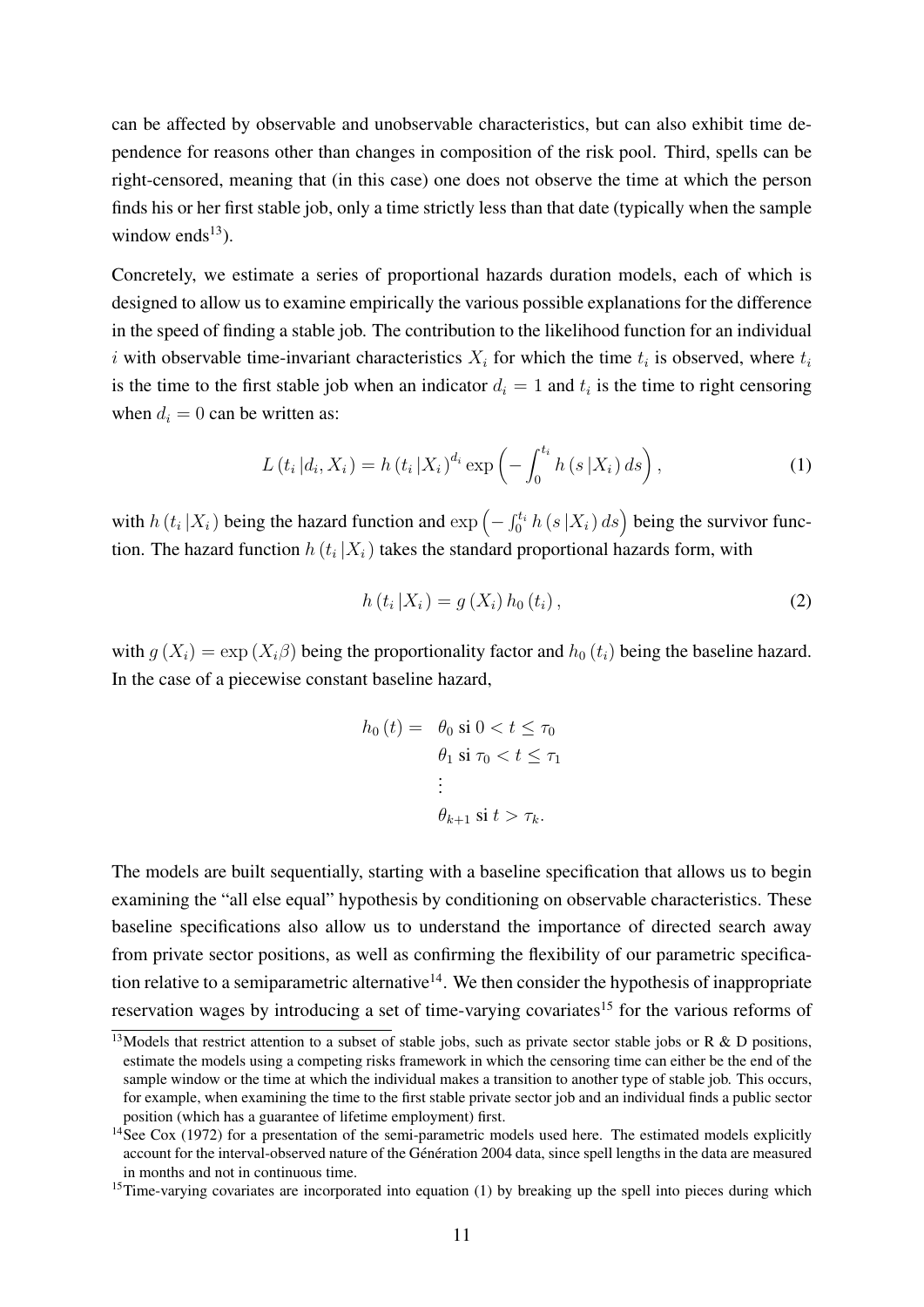can be affected by observable and unobservable characteristics, but can also exhibit time dependence for reasons other than changes in composition of the risk pool. Third, spells can be right-censored, meaning that (in this case) one does not observe the time at which the person finds his or her first stable job, only a time strictly less than that date (typically when the sample window ends[13]).

Concretely, we estimate a series of proportional hazards duration models, each of which is designed to allow us to examine empirically the various possible explanations for the difference in the speed of finding a stable job. The contribution to the likelihood function for an individual $i$ with observable time-invariant characteristics $X_i$ for which the time $t_i$ is observed, where $t_i$ is the time to the first stable job when an indicator $d_i = 1$ and $t_i$ is the time to right censoring when $d_i = 0$ can be written as:

$$L\left(t_i \left| d_i, X_i\right.\right) = h\left(t_i \left| X_i\right.\right)^{d_i} \exp\left(-\int_0^{t_i} h\left(s \left| X_i\right.\right) ds\right), \tag{1}$$

with $h\left(t_i \left| X_i\right.\right)$ being the hazard function and $\exp\left(-\int_0^{t_i} h\left(s \left| X_i\right.\right) ds\right)$ being the survivor function. The hazard function $h\left(t_i \left| X_i\right.\right)$ takes the standard proportional hazards form, with

$$h\left(t_i \left| X_i\right.\right) = g\left(X_i\right) h_0\left(t_i\right), \tag{2}$$

with $g\left(X_i\right) = \exp\left(X_i \beta\right)$ being the proportionality factor and $h_0\left(t_i\right)$ being the baseline hazard. In the case of a piecewise constant baseline hazard,

$$\begin{aligned} h_0\left(t\right) = \quad & \theta_0 \text{ si } 0 < t \leq \tau_0 \\ & \theta_1 \text{ si } \tau_0 < t \leq \tau_1 \\ & \vdots \\ & \theta_{k+1} \text{ si } t > \tau_k. \end{aligned}$$

The models are built sequentially, starting with a baseline specification that allows us to begin examining the "all else equal" hypothesis by conditioning on observable characteristics. These baseline specifications also allow us to understand the importance of directed search away from private sector positions, as well as confirming the flexibility of our parametric specification relative to a semiparametric alternative[14]. We then consider the hypothesis of inappropriate reservation wages by introducing a set of time-varying covariates[15] for the various reforms of

[13] Models that restrict attention to a subset of stable jobs, such as private sector stable jobs or R & D positions, estimate the models using a competing risks framework in which the censoring time can either be the end of the sample window or the time at which the individual makes a transition to another type of stable job. This occurs, for example, when examining the time to the first stable private sector job and an individual finds a public sector position (which has a guarantee of lifetime employment) first.

[14] See Cox (1972) for a presentation of the semi-parametric models used here. The estimated models explicitly account for the interval-observed nature of the Génération 2004 data, since spell lengths in the data are measured in months and not in continuous time.

[15] Time-varying covariates are incorporated into equation (1) by breaking up the spell into pieces during which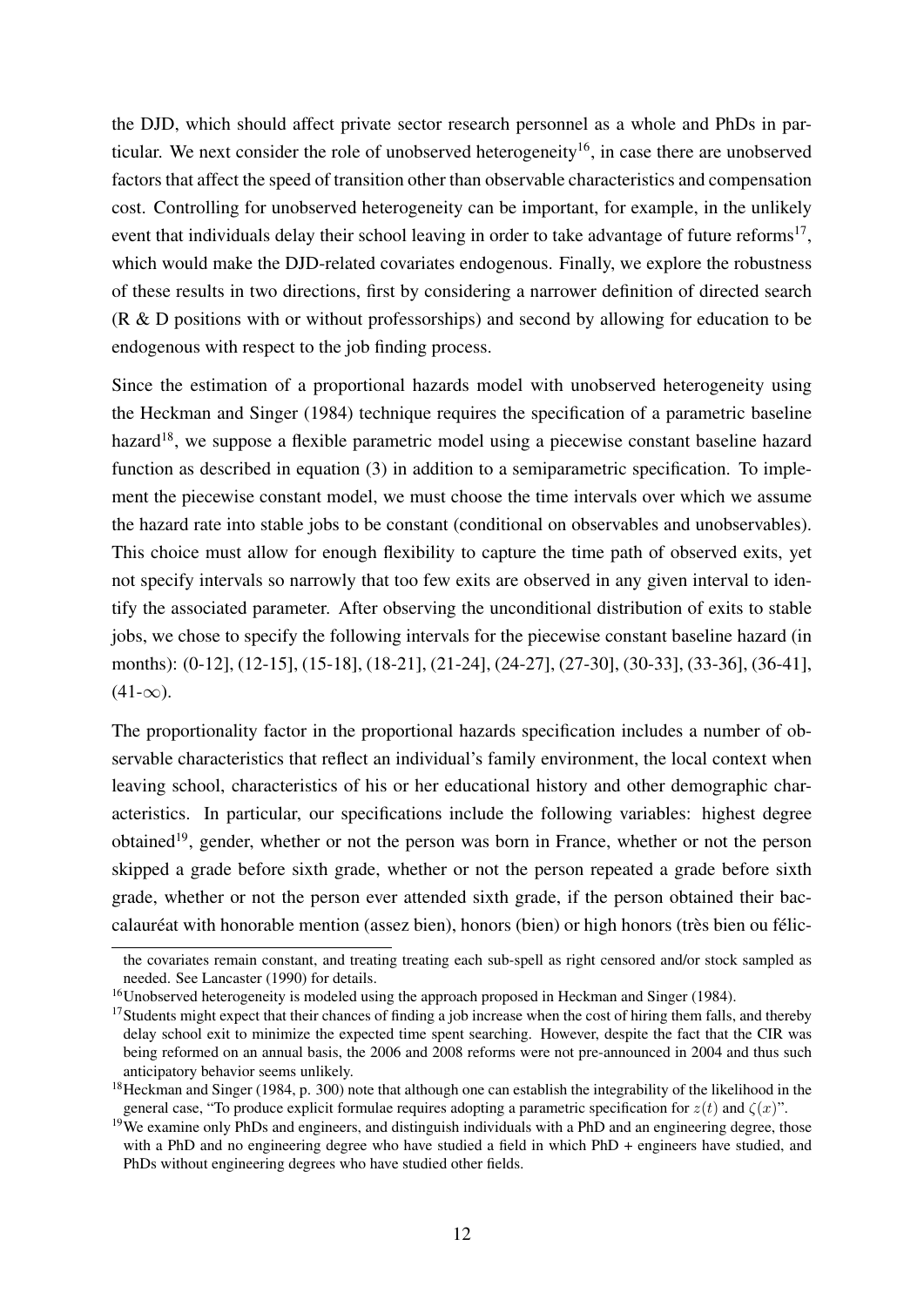the DJD, which should affect private sector research personnel as a whole and PhDs in particular. We next consider the role of unobserved heterogeneity[16], in case there are unobserved factors that affect the speed of transition other than observable characteristics and compensation cost. Controlling for unobserved heterogeneity can be important, for example, in the unlikely event that individuals delay their school leaving in order to take advantage of future reforms[17], which would make the DJD-related covariates endogenous. Finally, we explore the robustness of these results in two directions, first by considering a narrower definition of directed search (R & D positions with or without professorships) and second by allowing for education to be endogenous with respect to the job finding process.

Since the estimation of a proportional hazards model with unobserved heterogeneity using the Heckman and Singer (1984) technique requires the specification of a parametric baseline hazard[18], we suppose a flexible parametric model using a piecewise constant baseline hazard function as described in equation (3) in addition to a semiparametric specification. To implement the piecewise constant model, we must choose the time intervals over which we assume the hazard rate into stable jobs to be constant (conditional on observables and unobservables). This choice must allow for enough flexibility to capture the time path of observed exits, yet not specify intervals so narrowly that too few exits are observed in any given interval to identify the associated parameter. After observing the unconditional distribution of exits to stable jobs, we chose to specify the following intervals for the piecewise constant baseline hazard (in months): (0-12], (12-15], (15-18], (18-21], (21-24], (24-27], (27-30], (30-33], (33-36], (36-41], $(41-\infty)$.

The proportionality factor in the proportional hazards specification includes a number of observable characteristics that reflect an individual's family environment, the local context when leaving school, characteristics of his or her educational history and other demographic characteristics. In particular, our specifications include the following variables: highest degree obtained[19], gender, whether or not the person was born in France, whether or not the person skipped a grade before sixth grade, whether or not the person repeated a grade before sixth grade, whether or not the person ever attended sixth grade, if the person obtained their baccalauréat with honorable mention (assez bien), honors (bien) or high honors (très bien ou félic-

---

the covariates remain constant, and treating treating each sub-spell as right censored and/or stock sampled as needed. See Lancaster (1990) for details.

[16] Unobserved heterogeneity is modeled using the approach proposed in Heckman and Singer (1984).

[17] Students might expect that their chances of finding a job increase when the cost of hiring them falls, and thereby delay school exit to minimize the expected time spent searching. However, despite the fact that the CIR was being reformed on an annual basis, the 2006 and 2008 reforms were not pre-announced in 2004 and thus such anticipatory behavior seems unlikely.

[18] Heckman and Singer (1984, p. 300) note that although one can establish the integrability of the likelihood in the general case, "To produce explicit formulae requires adopting a parametric specification for $z(t)$ and $\zeta(x)$".

[19] We examine only PhDs and engineers, and distinguish individuals with a PhD and an engineering degree, those with a PhD and no engineering degree who have studied a field in which PhD + engineers have studied, and PhDs without engineering degrees who have studied other fields.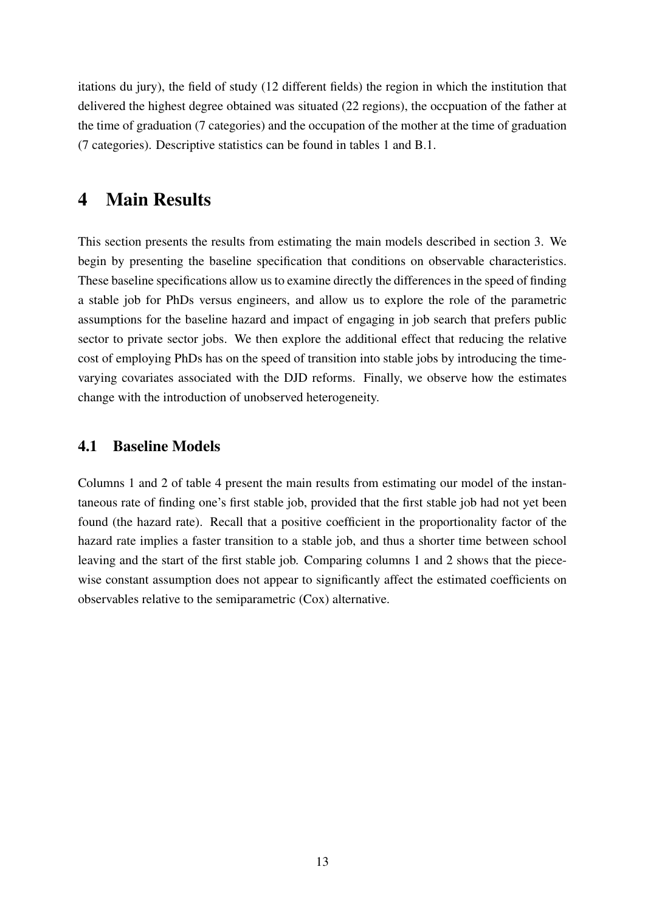itations du jury), the field of study (12 different fields) the region in which the institution that delivered the highest degree obtained was situated (22 regions), the occpuation of the father at the time of graduation (7 categories) and the occupation of the mother at the time of graduation (7 categories). Descriptive statistics can be found in tables 1 and B.1.

# 4 Main Results

This section presents the results from estimating the main models described in section 3. We begin by presenting the baseline specification that conditions on observable characteristics. These baseline specifications allow us to examine directly the differences in the speed of finding a stable job for PhDs versus engineers, and allow us to explore the role of the parametric assumptions for the baseline hazard and impact of engaging in job search that prefers public sector to private sector jobs. We then explore the additional effect that reducing the relative cost of employing PhDs has on the speed of transition into stable jobs by introducing the time-varying covariates associated with the DJD reforms. Finally, we observe how the estimates change with the introduction of unobserved heterogeneity.

## 4.1 Baseline Models

Columns 1 and 2 of table 4 present the main results from estimating our model of the instantaneous rate of finding one's first stable job, provided that the first stable job had not yet been found (the hazard rate). Recall that a positive coefficient in the proportionality factor of the hazard rate implies a faster transition to a stable job, and thus a shorter time between school leaving and the start of the first stable job. Comparing columns 1 and 2 shows that the piecewise constant assumption does not appear to significantly affect the estimated coefficients on observables relative to the semiparametric (Cox) alternative.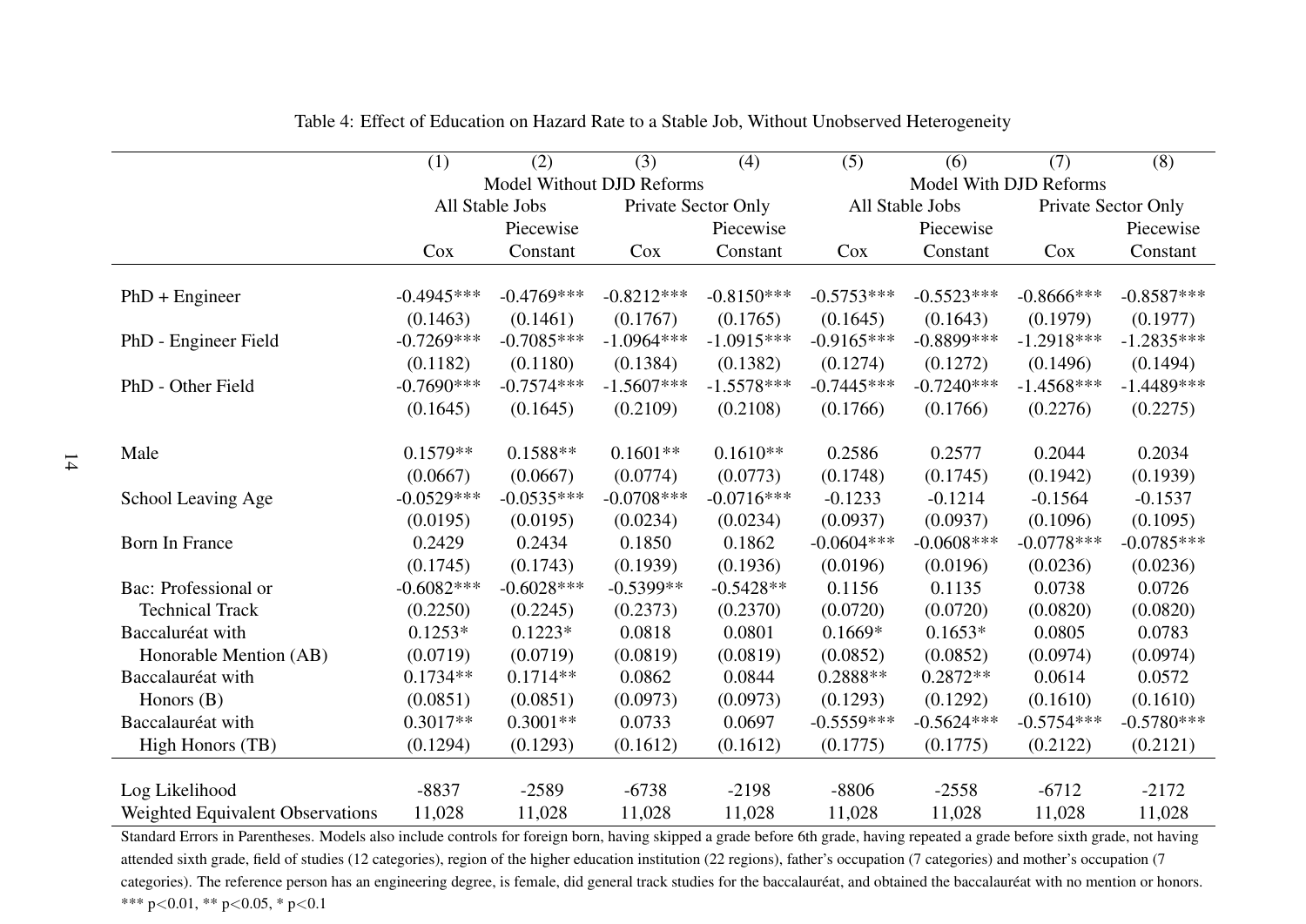Table 4: Effect of Education on Hazard Rate to a Stable Job, Without Unobserved Heterogeneity

| | (1) | (2) | (3) | (4) | (5) | (6) | (7) | (8) |
|---|---|---|---|---|---|---|---|---|
| | Model Without DJD Reforms | | | | Model With DJD Reforms | | | |
| | All Stable Jobs | | Private Sector Only | | All Stable Jobs | | Private Sector Only | |
| | Cox | Piecewise Constant | Cox | Piecewise Constant | Cox | Piecewise Constant | Cox | Piecewise Constant |
| PhD + Engineer | -0.4945*** | -0.4769*** | -0.8212*** | -0.8150*** | -0.5753*** | -0.5523*** | -0.8666*** | -0.8587*** |
| | (0.1463) | (0.1461) | (0.1767) | (0.1765) | (0.1645) | (0.1643) | (0.1979) | (0.1977) |
| PhD - Engineer Field | -0.7269*** | -0.7085*** | -1.0964*** | -1.0915*** | -0.9165*** | -0.8899*** | -1.2918*** | -1.2835*** |
| | (0.1182) | (0.1180) | (0.1384) | (0.1382) | (0.1274) | (0.1272) | (0.1496) | (0.1494) |
| PhD - Other Field | -0.7690*** | -0.7574*** | -1.5607*** | -1.5578*** | -0.7445*** | -0.7240*** | -1.4568*** | -1.4489*** |
| | (0.1645) | (0.1645) | (0.2109) | (0.2108) | (0.1766) | (0.1766) | (0.2276) | (0.2275) |
| Male | 0.1579** | 0.1588** | 0.1601** | 0.1610** | 0.2586 | 0.2577 | 0.2044 | 0.2034 |
| | (0.0667) | (0.0667) | (0.0774) | (0.0773) | (0.1748) | (0.1745) | (0.1942) | (0.1939) |
| School Leaving Age | -0.0529*** | -0.0535*** | -0.0708*** | -0.0716*** | -0.1233 | -0.1214 | -0.1564 | -0.1537 |
| | (0.0195) | (0.0195) | (0.0234) | (0.0234) | (0.0937) | (0.0937) | (0.1096) | (0.1095) |
| Born In France | 0.2429 | 0.2434 | 0.1850 | 0.1862 | -0.0604*** | -0.0608*** | -0.0778*** | -0.0785*** |
| | (0.1745) | (0.1743) | (0.1939) | (0.1936) | (0.0196) | (0.0196) | (0.0236) | (0.0236) |
| Bac: Professional or Technical Track | -0.6082*** | -0.6028*** | -0.5399** | -0.5428** | 0.1156 | 0.1135 | 0.0738 | 0.0726 |
| | (0.2250) | (0.2245) | (0.2373) | (0.2370) | (0.0720) | (0.0720) | (0.0820) | (0.0820) |
| Baccaluréat with Honorable Mention (AB) | 0.1253* | 0.1223* | 0.0818 | 0.0801 | 0.1669* | 0.1653* | 0.0805 | 0.0783 |
| | (0.0719) | (0.0719) | (0.0819) | (0.0819) | (0.0852) | (0.0852) | (0.0974) | (0.0974) |
| Baccalauréat with Honors (B) | 0.1734** | 0.1714** | 0.0862 | 0.0844 | 0.2888** | 0.2872** | 0.0614 | 0.0572 |
| | (0.0851) | (0.0851) | (0.0973) | (0.0973) | (0.1293) | (0.1292) | (0.1610) | (0.1610) |
| Baccalauréat with High Honors (TB) | 0.3017** | 0.3001** | 0.0733 | 0.0697 | -0.5559*** | -0.5624*** | -0.5754*** | -0.5780*** |
| | (0.1294) | (0.1293) | (0.1612) | (0.1612) | (0.1775) | (0.1775) | (0.2122) | (0.2121) |
| Log Likelihood | -8837 | -2589 | -6738 | -2198 | -8806 | -2558 | -6712 | -2172 |
| Weighted Equivalent Observations | 11,028 | 11,028 | 11,028 | 11,028 | 11,028 | 11,028 | 11,028 | 11,028 |

Standard Errors in Parentheses. Models also include controls for foreign born, having skipped a grade before 6th grade, having repeated a grade before sixth grade, not having attended sixth grade, field of studies (12 categories), region of the higher education institution (22 regions), father's occupation (7 categories) and mother's occupation (7 categories). The reference person has an engineering degree, is female, did general track studies for the baccalauréat, and obtained the baccalauréat with no mention or honors.
*** p<0.01, ** p<0.05, * p<0.1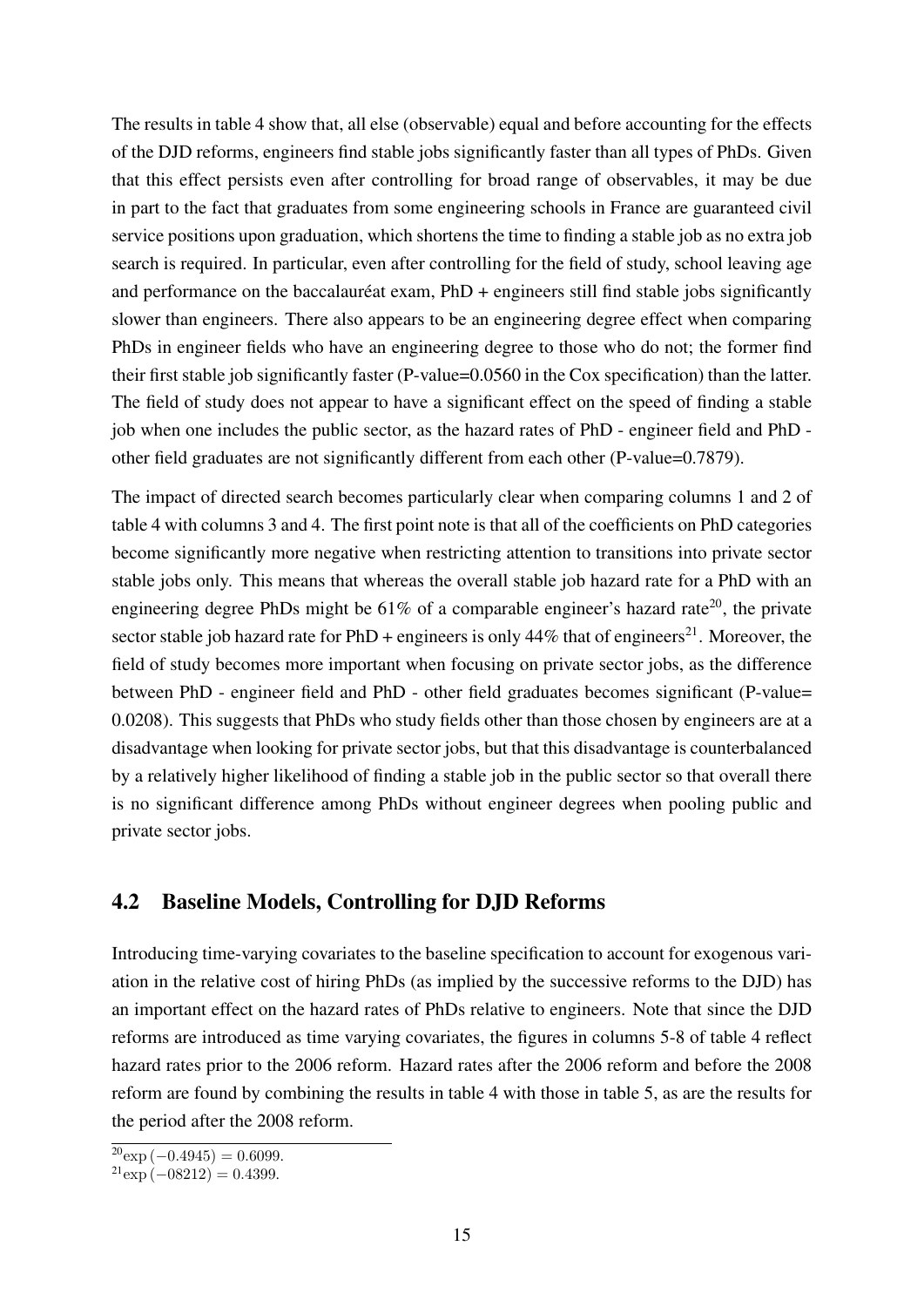The results in table 4 show that, all else (observable) equal and before accounting for the effects of the DJD reforms, engineers find stable jobs significantly faster than all types of PhDs. Given that this effect persists even after controlling for broad range of observables, it may be due in part to the fact that graduates from some engineering schools in France are guaranteed civil service positions upon graduation, which shortens the time to finding a stable job as no extra job search is required. In particular, even after controlling for the field of study, school leaving age and performance on the baccalauréat exam, PhD + engineers still find stable jobs significantly slower than engineers. There also appears to be an engineering degree effect when comparing PhDs in engineer fields who have an engineering degree to those who do not; the former find their first stable job significantly faster (P-value=0.0560 in the Cox specification) than the latter. The field of study does not appear to have a significant effect on the speed of finding a stable job when one includes the public sector, as the hazard rates of PhD - engineer field and PhD - other field graduates are not significantly different from each other (P-value=0.7879).

The impact of directed search becomes particularly clear when comparing columns 1 and 2 of table 4 with columns 3 and 4. The first point note is that all of the coefficients on PhD categories become significantly more negative when restricting attention to transitions into private sector stable jobs only. This means that whereas the overall stable job hazard rate for a PhD with an engineering degree PhDs might be 61% of a comparable engineer's hazard rate[20], the private sector stable job hazard rate for PhD + engineers is only 44% that of engineers[21]. Moreover, the field of study becomes more important when focusing on private sector jobs, as the difference between PhD - engineer field and PhD - other field graduates becomes significant (P-value= 0.0208). This suggests that PhDs who study fields other than those chosen by engineers are at a disadvantage when looking for private sector jobs, but that this disadvantage is counterbalanced by a relatively higher likelihood of finding a stable job in the public sector so that overall there is no significant difference among PhDs without engineer degrees when pooling public and private sector jobs.

## 4.2 Baseline Models, Controlling for DJD Reforms

Introducing time-varying covariates to the baseline specification to account for exogenous variation in the relative cost of hiring PhDs (as implied by the successive reforms to the DJD) has an important effect on the hazard rates of PhDs relative to engineers. Note that since the DJD reforms are introduced as time varying covariates, the figures in columns 5-8 of table 4 reflect hazard rates prior to the 2006 reform. Hazard rates after the 2006 reform and before the 2008 reform are found by combining the results in table 4 with those in table 5, as are the results for the period after the 2008 reform.

[20] $\exp(-0.4945) = 0.6099$.

[21] $\exp(-08212) = 0.4399$.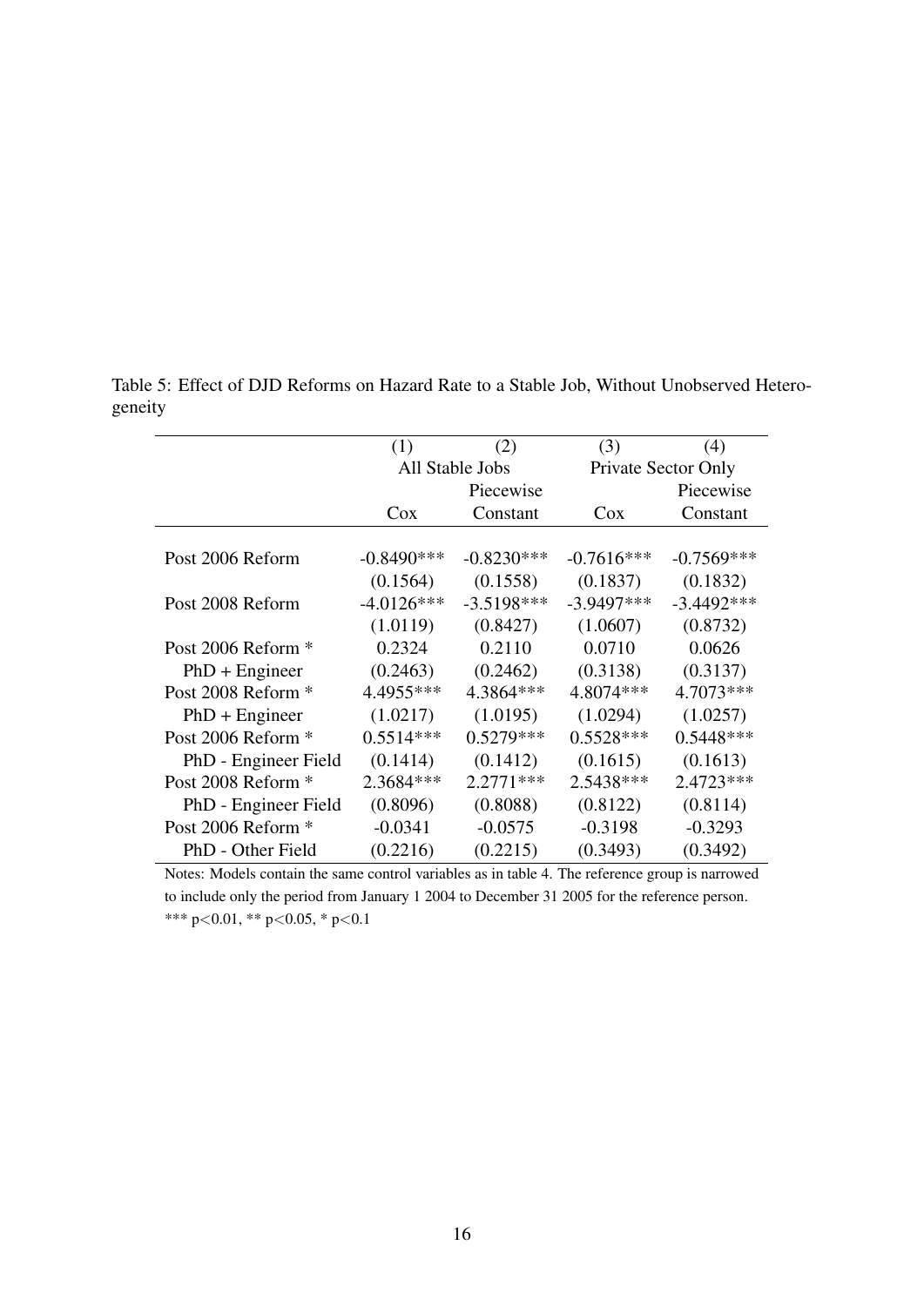Table 5: Effect of DJD Reforms on Hazard Rate to a Stable Job, Without Unobserved Heterogeneity

| | (1) | (2) | (3) | (4) |
|---|---|---|---|---|
| | All Stable Jobs | | Private Sector Only | |
| | | Piecewise | | Piecewise |
| | Cox | Constant | Cox | Constant |
| Post 2006 Reform | -0.8490*** | -0.8230*** | -0.7616*** | -0.7569*** |
| | (0.1564) | (0.1558) | (0.1837) | (0.1832) |
| Post 2008 Reform | -4.0126*** | -3.5198*** | -3.9497*** | -3.4492*** |
| | (1.0119) | (0.8427) | (1.0607) | (0.8732) |
| Post 2006 Reform * PhD + Engineer | 0.2324 | 0.2110 | 0.0710 | 0.0626 |
| | (0.2463) | (0.2462) | (0.3138) | (0.3137) |
| Post 2008 Reform * PhD + Engineer | 4.4955*** | 4.3864*** | 4.8074*** | 4.7073*** |
| | (1.0217) | (1.0195) | (1.0294) | (1.0257) |
| Post 2006 Reform * PhD - Engineer Field | 0.5514*** | 0.5279*** | 0.5528*** | 0.5448*** |
| | (0.1414) | (0.1412) | (0.1615) | (0.1613) |
| Post 2008 Reform * PhD - Engineer Field | 2.3684*** | 2.2771*** | 2.5438*** | 2.4723*** |
| | (0.8096) | (0.8088) | (0.8122) | (0.8114) |
| Post 2006 Reform * PhD - Other Field | -0.0341 | -0.0575 | -0.3198 | -0.3293 |
| | (0.2216) | (0.2215) | (0.3493) | (0.3492) |

Notes: Models contain the same control variables as in table 4. The reference group is narrowed to include only the period from January 1 2004 to December 31 2005 for the reference person.
*** $p<0.01$, ** $p<0.05$, * $p<0.1$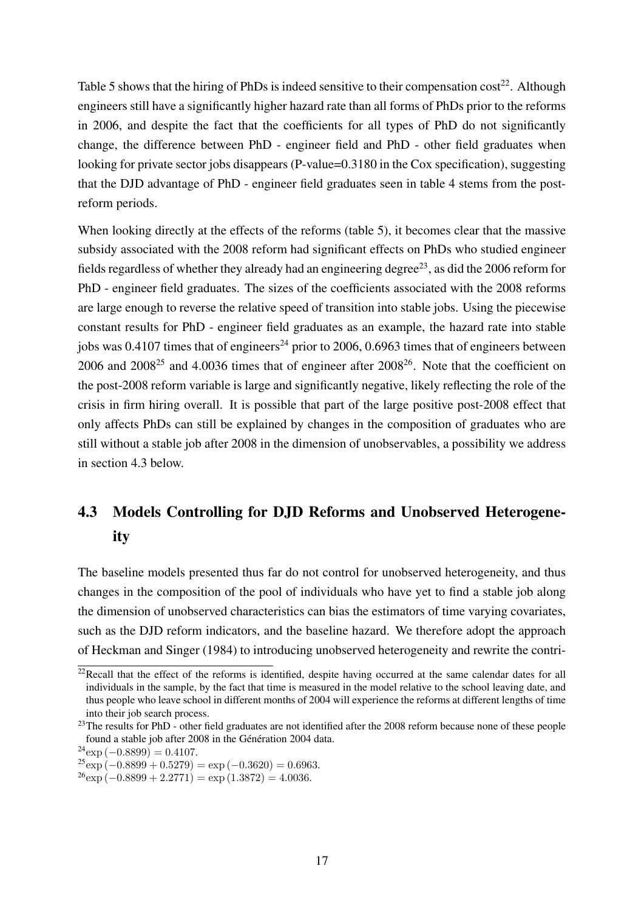Table 5 shows that the hiring of PhDs is indeed sensitive to their compensation cost[22]. Although engineers still have a significantly higher hazard rate than all forms of PhDs prior to the reforms in 2006, and despite the fact that the coefficients for all types of PhD do not significantly change, the difference between PhD - engineer field and PhD - other field graduates when looking for private sector jobs disappears (P-value=0.3180 in the Cox specification), suggesting that the DJD advantage of PhD - engineer field graduates seen in table 4 stems from the post-reform periods.

When looking directly at the effects of the reforms (table 5), it becomes clear that the massive subsidy associated with the 2008 reform had significant effects on PhDs who studied engineer fields regardless of whether they already had an engineering degree[23], as did the 2006 reform for PhD - engineer field graduates. The sizes of the coefficients associated with the 2008 reforms are large enough to reverse the relative speed of transition into stable jobs. Using the piecewise constant results for PhD - engineer field graduates as an example, the hazard rate into stable jobs was 0.4107 times that of engineers[24] prior to 2006, 0.6963 times that of engineers between 2006 and 2008[25] and 4.0036 times that of engineer after 2008[26]. Note that the coefficient on the post-2008 reform variable is large and significantly negative, likely reflecting the role of the crisis in firm hiring overall. It is possible that part of the large positive post-2008 effect that only affects PhDs can still be explained by changes in the composition of graduates who are still without a stable job after 2008 in the dimension of unobservables, a possibility we address in section 4.3 below.

## 4.3 Models Controlling for DJD Reforms and Unobserved Heterogeneity

The baseline models presented thus far do not control for unobserved heterogeneity, and thus changes in the composition of the pool of individuals who have yet to find a stable job along the dimension of unobserved characteristics can bias the estimators of time varying covariates, such as the DJD reform indicators, and the baseline hazard. We therefore adopt the approach of Heckman and Singer (1984) to introducing unobserved heterogeneity and rewrite the contri-

---

[22] Recall that the effect of the reforms is identified, despite having occurred at the same calendar dates for all individuals in the sample, by the fact that time is measured in the model relative to the school leaving date, and thus people who leave school in different months of 2004 will experience the reforms at different lengths of time into their job search process.

[23] The results for PhD - other field graduates are not identified after the 2008 reform because none of these people found a stable job after 2008 in the Génération 2004 data.

[24] $\exp(-0.8899) = 0.4107$.

[25] $\exp(-0.8899 + 0.5279) = \exp(-0.3620) = 0.6963$.

[26] $\exp(-0.8899 + 2.2771) = \exp(1.3872) = 4.0036$.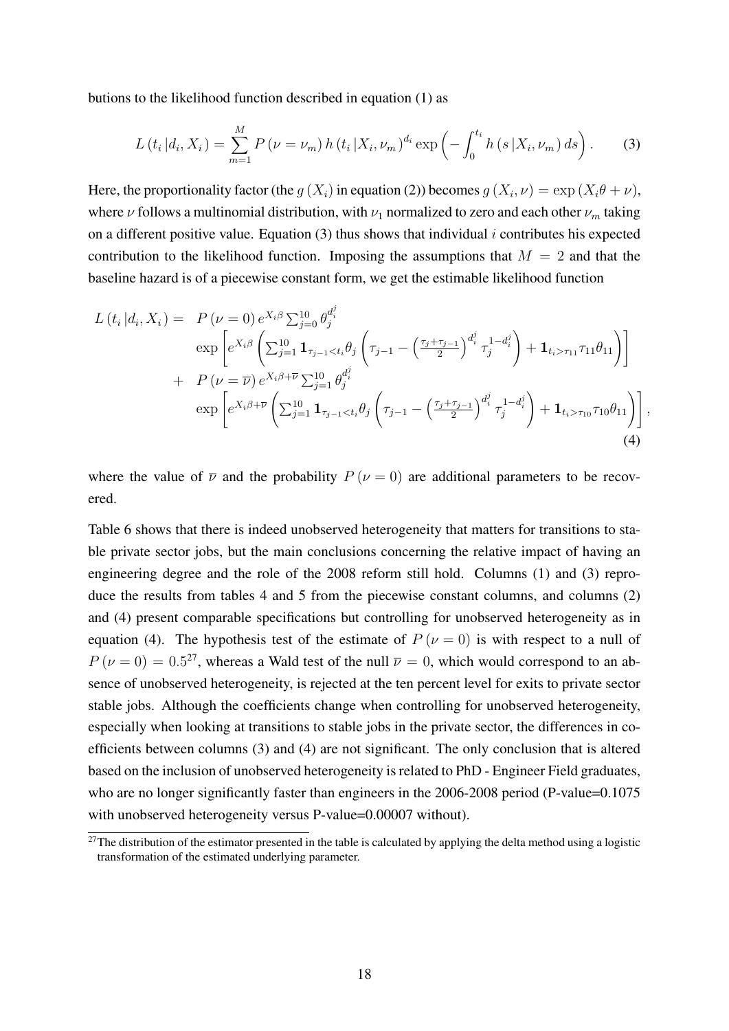butions to the likelihood function described in equation (1) as

$$L\left(t_i \left| d_i, X_i \right.\right) = \sum_{m=1}^{M} P\left(\nu = \nu_m\right) h\left(t_i \left| X_i, \nu_m \right.\right)^{d_i} \exp\left(-\int_0^{t_i} h\left(s \left| X_i, \nu_m \right.\right) ds\right). \tag{3}$$

Here, the proportionality factor (the $g(X_i)$ in equation (2)) becomes $g(X_i, \nu) = \exp(X_i\theta + \nu)$, where $\nu$ follows a multinomial distribution, with $\nu_1$ normalized to zero and each other $\nu_m$ taking on a different positive value. Equation (3) thus shows that individual $i$ contributes his expected contribution to the likelihood function. Imposing the assumptions that $M = 2$ and that the baseline hazard is of a piecewise constant form, we get the estimable likelihood function

$$\begin{aligned}
L\left(t_i \left| d_i, X_i \right.\right) = \; & P\left(\nu = 0\right) e^{X_i\beta} \textstyle\sum_{j=0}^{10} \theta_j^{d_i^j} \\
& \exp\left[ e^{X_i\beta} \left( \textstyle\sum_{j=1}^{10} \mathbf{1}_{\tau_{j-1} < t_i} \theta_j \left( \tau_{j-1} - \left(\frac{\tau_j + \tau_{j-1}}{2}\right)^{d_i^j} \tau_j^{1-d_i^j} \right) + \mathbf{1}_{t_i > \tau_{11}} \tau_{11} \theta_{11} \right) \right] \\
+ \; & P\left(\nu = \overline{\nu}\right) e^{X_i\beta + \overline{\nu}} \textstyle\sum_{j=1}^{10} \theta_j^{d_i^j} \\
& \exp\left[ e^{X_i\beta + \overline{\nu}} \left( \textstyle\sum_{j=1}^{10} \mathbf{1}_{\tau_{j-1} < t_i} \theta_j \left( \tau_{j-1} - \left(\frac{\tau_j + \tau_{j-1}}{2}\right)^{d_i^j} \tau_j^{1-d_i^j} \right) + \mathbf{1}_{t_i > \tau_{10}} \tau_{10} \theta_{11} \right) \right],
\end{aligned} \tag{4}$$

where the value of $\overline{\nu}$ and the probability $P(\nu = 0)$ are additional parameters to be recovered.

Table 6 shows that there is indeed unobserved heterogeneity that matters for transitions to stable private sector jobs, but the main conclusions concerning the relative impact of having an engineering degree and the role of the 2008 reform still hold. Columns (1) and (3) reproduce the results from tables 4 and 5 from the piecewise constant columns, and columns (2) and (4) present comparable specifications but controlling for unobserved heterogeneity as in equation (4). The hypothesis test of the estimate of $P(\nu = 0)$ is with respect to a null of $P(\nu = 0) = 0.5$[27], whereas a Wald test of the null $\overline{\nu} = 0$, which would correspond to an absence of unobserved heterogeneity, is rejected at the ten percent level for exits to private sector stable jobs. Although the coefficients change when controlling for unobserved heterogeneity, especially when looking at transitions to stable jobs in the private sector, the differences in coefficients between columns (3) and (4) are not significant. The only conclusion that is altered based on the inclusion of unobserved heterogeneity is related to PhD - Engineer Field graduates, who are no longer significantly faster than engineers in the 2006-2008 period (P-value=0.1075 with unobserved heterogeneity versus P-value=0.00007 without).

[27] The distribution of the estimator presented in the table is calculated by applying the delta method using a logistic transformation of the estimated underlying parameter.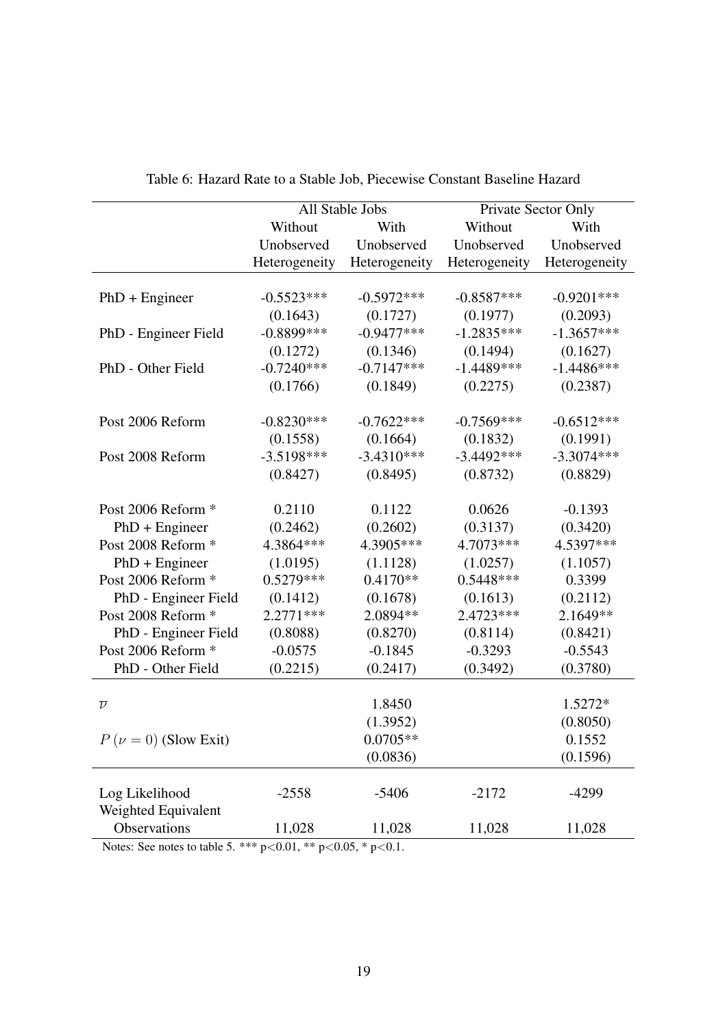Table 6: Hazard Rate to a Stable Job, Piecewise Constant Baseline Hazard

| | All Stable Jobs | | Private Sector Only | |
|---|---|---|---|---|
| | Without Unobserved Heterogeneity | With Unobserved Heterogeneity | Without Unobserved Heterogeneity | With Unobserved Heterogeneity |
| PhD + Engineer | -0.5523*** | -0.5972*** | -0.8587*** | -0.9201*** |
| | (0.1643) | (0.1727) | (0.1977) | (0.2093) |
| PhD - Engineer Field | -0.8899*** | -0.9477*** | -1.2835*** | -1.3657*** |
| | (0.1272) | (0.1346) | (0.1494) | (0.1627) |
| PhD - Other Field | -0.7240*** | -0.7147*** | -1.4489*** | -1.4486*** |
| | (0.1766) | (0.1849) | (0.2275) | (0.2387) |
| Post 2006 Reform | -0.8230*** | -0.7622*** | -0.7569*** | -0.6512*** |
| | (0.1558) | (0.1664) | (0.1832) | (0.1991) |
| Post 2008 Reform | -3.5198*** | -3.4310*** | -3.4492*** | -3.3074*** |
| | (0.8427) | (0.8495) | (0.8732) | (0.8829) |
| Post 2006 Reform * PhD + Engineer | 0.2110 | 0.1122 | 0.0626 | -0.1393 |
| | (0.2462) | (0.2602) | (0.3137) | (0.3420) |
| Post 2008 Reform * PhD + Engineer | 4.3864*** | 4.3905*** | 4.7073*** | 4.5397*** |
| | (1.0195) | (1.1128) | (1.0257) | (1.1057) |
| Post 2006 Reform * PhD - Engineer Field | 0.5279*** | 0.4170** | 0.5448*** | 0.3399 |
| | (0.1412) | (0.1678) | (0.1613) | (0.2112) |
| Post 2008 Reform * PhD - Engineer Field | 2.2771*** | 2.0894** | 2.4723*** | 2.1649** |
| | (0.8088) | (0.8270) | (0.8114) | (0.8421) |
| Post 2006 Reform * PhD - Other Field | -0.0575 | -0.1845 | -0.3293 | -0.5543 |
| | (0.2215) | (0.2417) | (0.3492) | (0.3780) |
| $\overline{\nu}$ | | 1.8450 | | 1.5272* |
| | | (1.3952) | | (0.8050) |
| $P(\nu = 0)$ (Slow Exit) | | 0.0705** | | 0.1552 |
| | | (0.0836) | | (0.1596) |
| Log Likelihood | -2558 | -5406 | -2172 | -4299 |
| Weighted Equivalent Observations | 11,028 | 11,028 | 11,028 | 11,028 |

Notes: See notes to table 5. *** $p<0.01$, ** $p<0.05$, * $p<0.1$.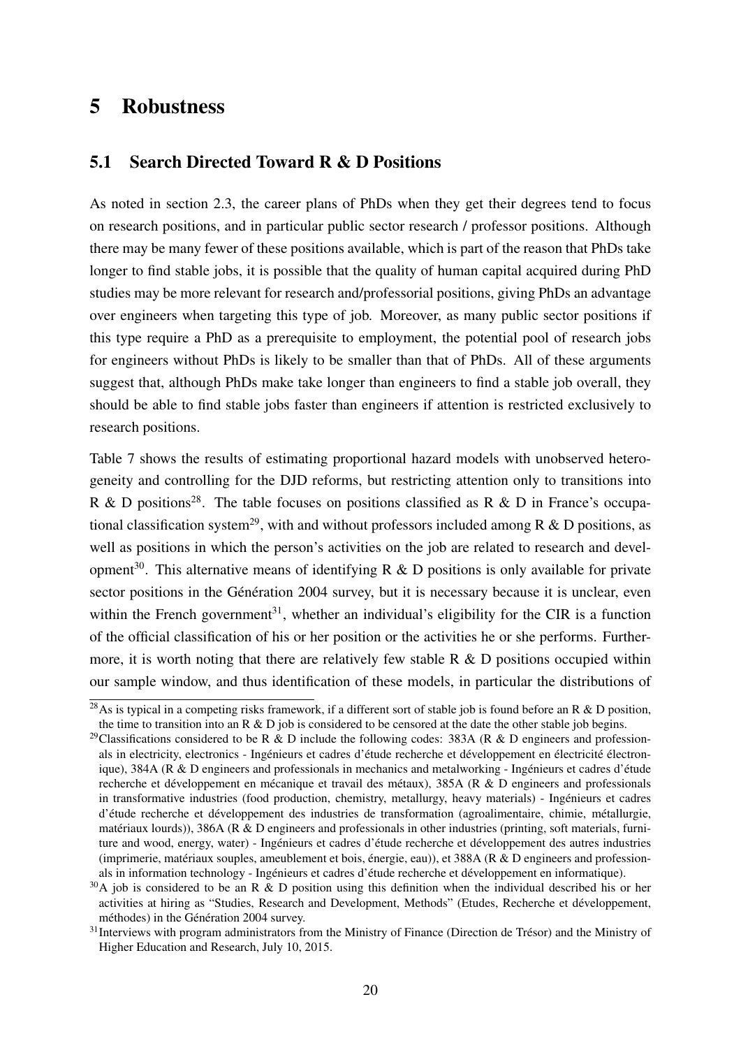# 5 Robustness

## 5.1 Search Directed Toward R & D Positions

As noted in section 2.3, the career plans of PhDs when they get their degrees tend to focus on research positions, and in particular public sector research / professor positions. Although there may be many fewer of these positions available, which is part of the reason that PhDs take longer to find stable jobs, it is possible that the quality of human capital acquired during PhD studies may be more relevant for research and/professorial positions, giving PhDs an advantage over engineers when targeting this type of job. Moreover, as many public sector positions if this type require a PhD as a prerequisite to employment, the potential pool of research jobs for engineers without PhDs is likely to be smaller than that of PhDs. All of these arguments suggest that, although PhDs make take longer than engineers to find a stable job overall, they should be able to find stable jobs faster than engineers if attention is restricted exclusively to research positions.

Table 7 shows the results of estimating proportional hazard models with unobserved heterogeneity and controlling for the DJD reforms, but restricting attention only to transitions into R & D positions[28]. The table focuses on positions classified as R & D in France's occupational classification system[29], with and without professors included among R & D positions, as well as positions in which the person's activities on the job are related to research and development[30]. This alternative means of identifying R & D positions is only available for private sector positions in the Génération 2004 survey, but it is necessary because it is unclear, even within the French government[31], whether an individual's eligibility for the CIR is a function of the official classification of his or her position or the activities he or she performs. Furthermore, it is worth noting that there are relatively few stable R & D positions occupied within our sample window, and thus identification of these models, in particular the distributions of

---

[28] As is typical in a competing risks framework, if a different sort of stable job is found before an R & D position, the time to transition into an R & D job is considered to be censored at the date the other stable job begins.

[29] Classifications considered to be R & D include the following codes: 383A (R & D engineers and professionals in electricity, electronics - Ingénieurs et cadres d'étude recherche et développement en électricité électronique), 384A (R & D engineers and professionals in mechanics and metalworking - Ingénieurs et cadres d'étude recherche et développement en mécanique et travail des métaux), 385A (R & D engineers and professionals in transformative industries (food production, chemistry, metallurgy, heavy materials) - Ingénieurs et cadres d'étude recherche et développement des industries de transformation (agroalimentaire, chimie, métallurgie, matériaux lourds)), 386A (R & D engineers and professionals in other industries (printing, soft materials, furniture and wood, energy, water) - Ingénieurs et cadres d'étude recherche et développement des autres industries (imprimerie, matériaux souples, ameublement et bois, énergie, eau)), et 388A (R & D engineers and professionals in information technology - Ingénieurs et cadres d'étude recherche et développement en informatique).

[30] A job is considered to be an R & D position using this definition when the individual described his or her activities at hiring as "Studies, Research and Development, Methods" (Etudes, Recherche et développement, méthodes) in the Génération 2004 survey.

[31] Interviews with program administrators from the Ministry of Finance (Direction de Trésor) and the Ministry of Higher Education and Research, July 10, 2015.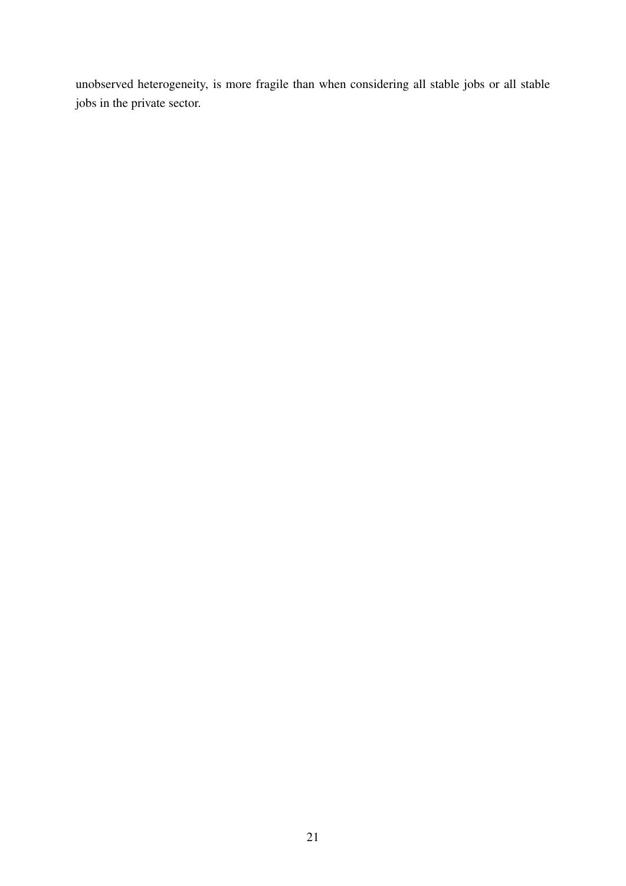unobserved heterogeneity, is more fragile than when considering all stable jobs or all stable jobs in the private sector.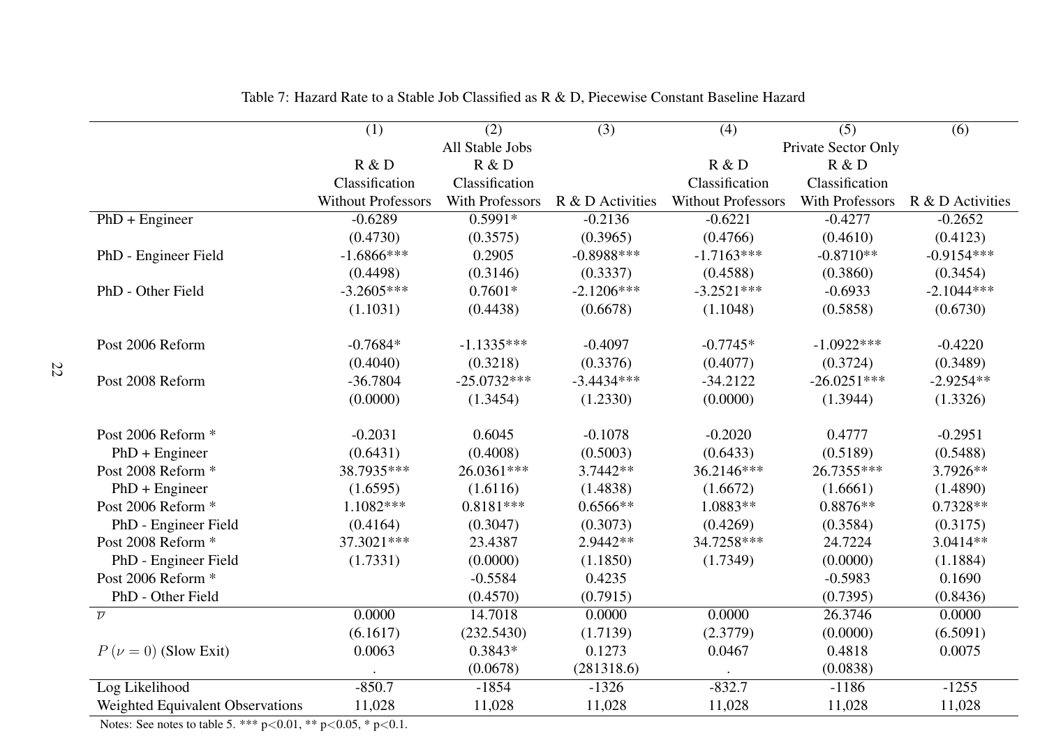Table 7: Hazard Rate to a Stable Job Classified as R & D, Piecewise Constant Baseline Hazard

| | (1) | (2) | (3) | (4) | (5) | (6) |
|---|---|---|---|---|---|---|
| | All Stable Jobs | | | Private Sector Only | | |
| | R & D Classification Without Professors | R & D Classification With Professors | R & D Activities | R & D Classification Without Professors | R & D Classification With Professors | R & D Activities |
| PhD + Engineer | -0.6289 | 0.5991* | -0.2136 | -0.6221 | -0.4277 | -0.2652 |
| | (0.4730) | (0.3575) | (0.3965) | (0.4766) | (0.4610) | (0.4123) |
| PhD - Engineer Field | -1.6866*** | 0.2905 | -0.8988*** | -1.7163*** | -0.8710** | -0.9154*** |
| | (0.4498) | (0.3146) | (0.3337) | (0.4588) | (0.3860) | (0.3454) |
| PhD - Other Field | -3.2605*** | 0.7601* | -2.1206*** | -3.2521*** | -0.6933 | -2.1044*** |
| | (1.1031) | (0.4438) | (0.6678) | (1.1048) | (0.5858) | (0.6730) |
| Post 2006 Reform | -0.7684* | -1.1335*** | -0.4097 | -0.7745* | -1.0922*** | -0.4220 |
| | (0.4040) | (0.3218) | (0.3376) | (0.4077) | (0.3724) | (0.3489) |
| Post 2008 Reform | -36.7804 | -25.0732*** | -3.4434*** | -34.2122 | -26.0251*** | -2.9254** |
| | (0.0000) | (1.3454) | (1.2330) | (0.0000) | (1.3944) | (1.3326) |
| Post 2006 Reform * PhD + Engineer | -0.2031 | 0.6045 | -0.1078 | -0.2020 | 0.4777 | -0.2951 |
| | (0.6431) | (0.4008) | (0.5003) | (0.6433) | (0.5189) | (0.5488) |
| Post 2008 Reform * PhD + Engineer | 38.7935*** | 26.0361*** | 3.7442** | 36.2146*** | 26.7355*** | 3.7926** |
| | (1.6595) | (1.6116) | (1.4838) | (1.6672) | (1.6661) | (1.4890) |
| Post 2006 Reform * PhD - Engineer Field | 1.1082*** | 0.8181*** | 0.6566** | 1.0883** | 0.8876** | 0.7328** |
| | (0.4164) | (0.3047) | (0.3073) | (0.4269) | (0.3584) | (0.3175) |
| Post 2008 Reform * PhD - Engineer Field | 37.3021*** | 23.4387 | 2.9442** | 34.7258*** | 24.7224 | 3.0414** |
| | (1.7331) | (0.0000) | (1.1850) | (1.7349) | (0.0000) | (1.1884) |
| Post 2006 Reform * PhD - Other Field | | -0.5584 | 0.4235 | | -0.5983 | 0.1690 |
| | | (0.4570) | (0.7915) | | (0.7395) | (0.8436) |
| $\overline{\nu}$ | 0.0000 | 14.7018 | 0.0000 | 0.0000 | 26.3746 | 0.0000 |
| | (6.1617) | (232.5430) | (1.7139) | (2.3779) | (0.0000) | (6.5091) |
| $P(\nu = 0)$ (Slow Exit) | 0.0063 | 0.3843* | 0.1273 | 0.0467 | 0.4818 | 0.0075 |
| | . | (0.0678) | (281318.6) | . | (0.0838) | |
| Log Likelihood | -850.7 | -1854 | -1326 | -832.7 | -1186 | -1255 |
| Weighted Equivalent Observations | 11,028 | 11,028 | 11,028 | 11,028 | 11,028 | 11,028 |

Notes: See notes to table 5. *** p<0.01, ** p<0.05, * p<0.1.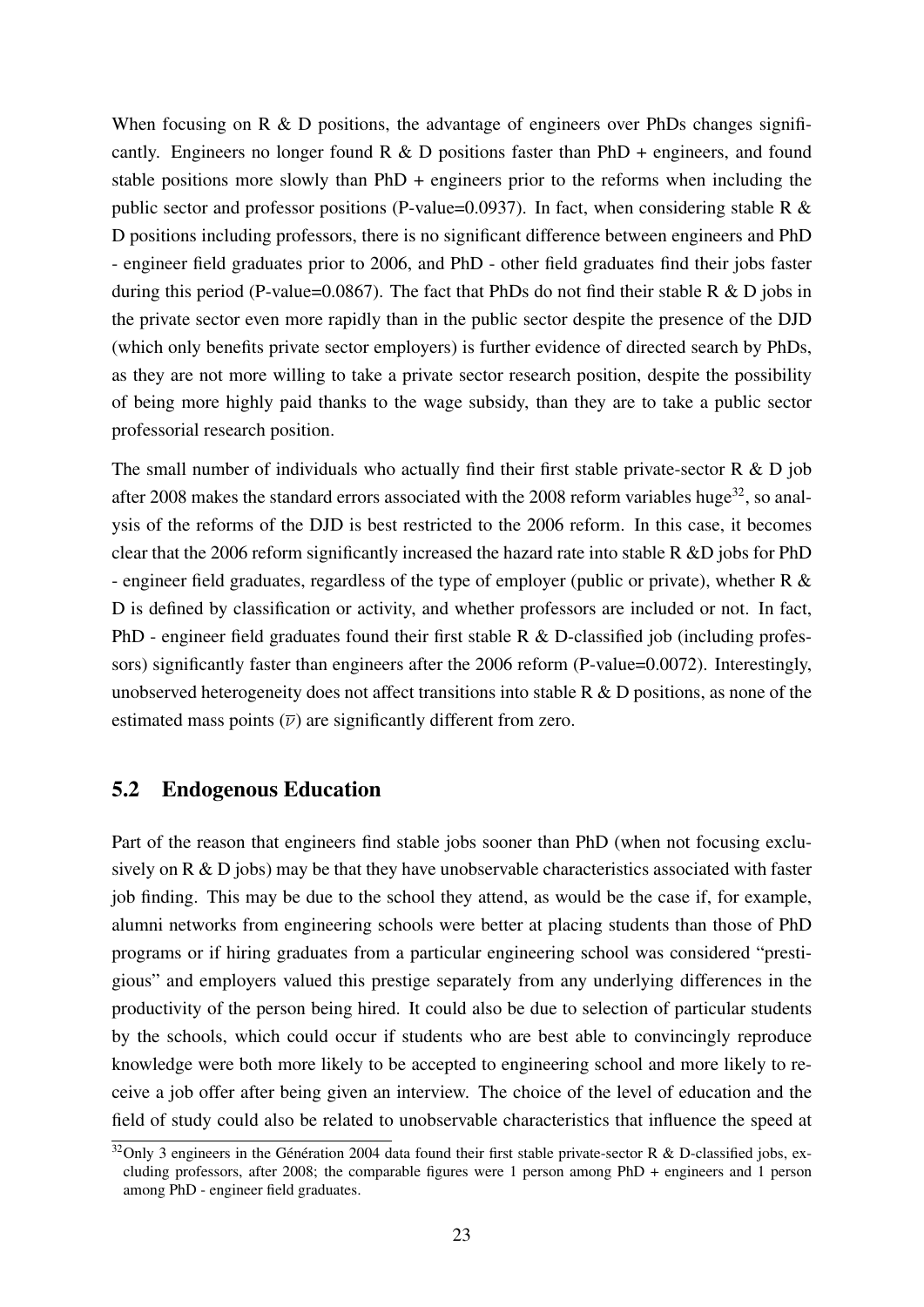When focusing on R & D positions, the advantage of engineers over PhDs changes significantly. Engineers no longer found R & D positions faster than PhD + engineers, and found stable positions more slowly than PhD + engineers prior to the reforms when including the public sector and professor positions (P-value=0.0937). In fact, when considering stable R & D positions including professors, there is no significant difference between engineers and PhD - engineer field graduates prior to 2006, and PhD - other field graduates find their jobs faster during this period (P-value=0.0867). The fact that PhDs do not find their stable R & D jobs in the private sector even more rapidly than in the public sector despite the presence of the DJD (which only benefits private sector employers) is further evidence of directed search by PhDs, as they are not more willing to take a private sector research position, despite the possibility of being more highly paid thanks to the wage subsidy, than they are to take a public sector professorial research position.

The small number of individuals who actually find their first stable private-sector R & D job after 2008 makes the standard errors associated with the 2008 reform variables huge[32], so analysis of the reforms of the DJD is best restricted to the 2006 reform. In this case, it becomes clear that the 2006 reform significantly increased the hazard rate into stable R &D jobs for PhD - engineer field graduates, regardless of the type of employer (public or private), whether R & D is defined by classification or activity, and whether professors are included or not. In fact, PhD - engineer field graduates found their first stable R & D-classified job (including professors) significantly faster than engineers after the 2006 reform (P-value=0.0072). Interestingly, unobserved heterogeneity does not affect transitions into stable R & D positions, as none of the estimated mass points ($\overline{v}$) are significantly different from zero.

## 5.2 Endogenous Education

Part of the reason that engineers find stable jobs sooner than PhD (when not focusing exclusively on R & D jobs) may be that they have unobservable characteristics associated with faster job finding. This may be due to the school they attend, as would be the case if, for example, alumni networks from engineering schools were better at placing students than those of PhD programs or if hiring graduates from a particular engineering school was considered "prestigious" and employers valued this prestige separately from any underlying differences in the productivity of the person being hired. It could also be due to selection of particular students by the schools, which could occur if students who are best able to convincingly reproduce knowledge were both more likely to be accepted to engineering school and more likely to receive a job offer after being given an interview. The choice of the level of education and the field of study could also be related to unobservable characteristics that influence the speed at

[32] Only 3 engineers in the Génération 2004 data found their first stable private-sector R & D-classified jobs, excluding professors, after 2008; the comparable figures were 1 person among PhD + engineers and 1 person among PhD - engineer field graduates.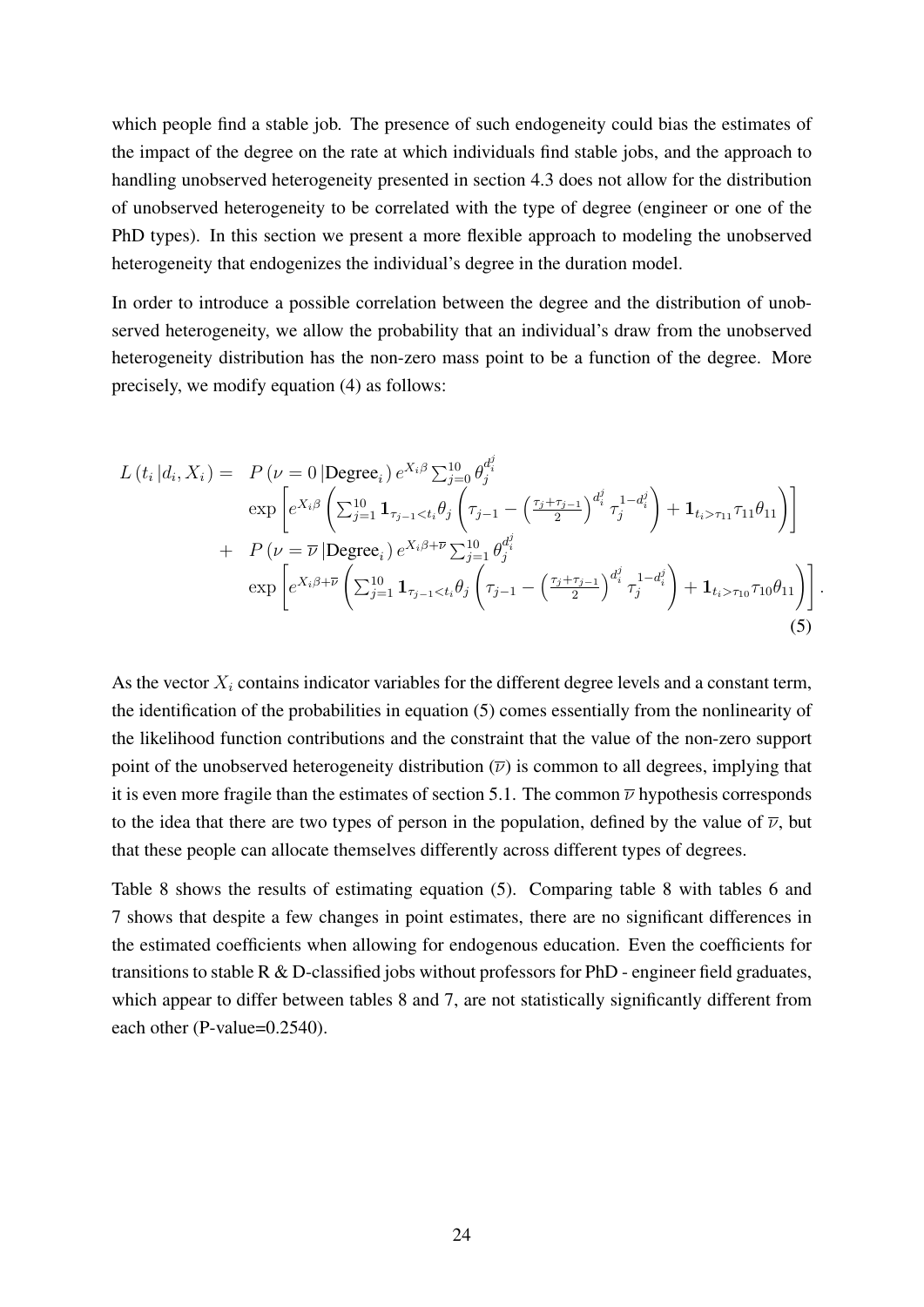which people find a stable job. The presence of such endogeneity could bias the estimates of the impact of the degree on the rate at which individuals find stable jobs, and the approach to handling unobserved heterogeneity presented in section 4.3 does not allow for the distribution of unobserved heterogeneity to be correlated with the type of degree (engineer or one of the PhD types). In this section we present a more flexible approach to modeling the unobserved heterogeneity that endogenizes the individual's degree in the duration model.

In order to introduce a possible correlation between the degree and the distribution of unobserved heterogeneity, we allow the probability that an individual's draw from the unobserved heterogeneity distribution has the non-zero mass point to be a function of the degree. More precisely, we modify equation (4) as follows:

$$
\begin{aligned}
L\left(t_i \left| d_i, X_i \right.\right) = \; & P\left(\nu = 0 \left| \text{Degree}_i \right.\right) e^{X_i \beta} \sum_{j=0}^{10} \theta_j^{d_i^j} \\
& \exp\left[ e^{X_i \beta} \left( \sum_{j=1}^{10} \mathbf{1}_{\tau_{j-1} < t_i} \theta_j \left( \tau_{j-1} - \left( \frac{\tau_j + \tau_{j-1}}{2} \right)^{d_i^j} \tau_j^{1 - d_i^j} \right) + \mathbf{1}_{t_i > \tau_{11}} \tau_{11} \theta_{11} \right) \right] \\
+ \; & P\left(\nu = \overline{\nu} \left| \text{Degree}_i \right.\right) e^{X_i \beta + \overline{\nu}} \sum_{j=1}^{10} \theta_j^{d_i^j} \\
& \exp\left[ e^{X_i \beta + \overline{\nu}} \left( \sum_{j=1}^{10} \mathbf{1}_{\tau_{j-1} < t_i} \theta_j \left( \tau_{j-1} - \left( \frac{\tau_j + \tau_{j-1}}{2} \right)^{d_i^j} \tau_j^{1 - d_i^j} \right) + \mathbf{1}_{t_i > \tau_{10}} \tau_{10} \theta_{11} \right) \right].
\end{aligned}
\tag{5}
$$

As the vector $X_i$ contains indicator variables for the different degree levels and a constant term, the identification of the probabilities in equation (5) comes essentially from the nonlinearity of the likelihood function contributions and the constraint that the value of the non-zero support point of the unobserved heterogeneity distribution ($\overline{\nu}$) is common to all degrees, implying that it is even more fragile than the estimates of section 5.1. The common $\overline{\nu}$ hypothesis corresponds to the idea that there are two types of person in the population, defined by the value of $\overline{\nu}$, but that these people can allocate themselves differently across different types of degrees.

Table 8 shows the results of estimating equation (5). Comparing table 8 with tables 6 and 7 shows that despite a few changes in point estimates, there are no significant differences in the estimated coefficients when allowing for endogenous education. Even the coefficients for transitions to stable R & D-classified jobs without professors for PhD - engineer field graduates, which appear to differ between tables 8 and 7, are not statistically significantly different from each other (P-value=0.2540).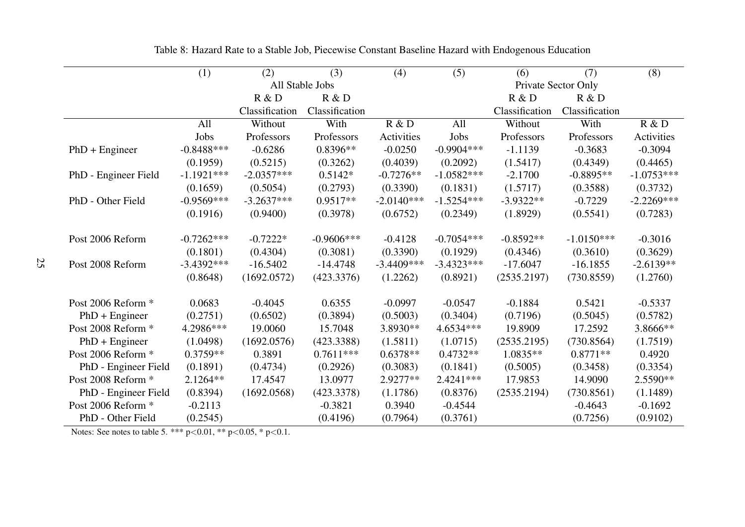Table 8: Hazard Rate to a Stable Job, Piecewise Constant Baseline Hazard with Endogenous Education

| | (1) | (2) | (3) | (4) | (5) | (6) | (7) | (8) |
|---|---|---|---|---|---|---|---|---|
| | All Stable Jobs | | | | Private Sector Only | | | |
| | | R & D Classification | R & D Classification | | | R & D Classification | R & D Classification | |
| | All Jobs | Without Professors | With Professors | R & D Activities | All Jobs | Without Professors | With Professors | R & D Activities |
| PhD + Engineer | -0.8488*** | -0.6286 | 0.8396** | -0.0250 | -0.9904*** | -1.1139 | -0.3683 | -0.3094 |
| | (0.1959) | (0.5215) | (0.3262) | (0.4039) | (0.2092) | (1.5417) | (0.4349) | (0.4465) |
| PhD - Engineer Field | -1.1921*** | -2.0357*** | 0.5142* | -0.7276** | -1.0582*** | -2.1700 | -0.8895** | -1.0753*** |
| | (0.1659) | (0.5054) | (0.2793) | (0.3390) | (0.1831) | (1.5717) | (0.3588) | (0.3732) |
| PhD - Other Field | -0.9569*** | -3.2637*** | 0.9517** | -2.0140*** | -1.5254*** | -3.9322** | -0.7229 | -2.2269*** |
| | (0.1916) | (0.9400) | (0.3978) | (0.6752) | (0.2349) | (1.8929) | (0.5541) | (0.7283) |
| Post 2006 Reform | -0.7262*** | -0.7222* | -0.9606*** | -0.4128 | -0.7054*** | -0.8592** | -1.0150*** | -0.3016 |
| | (0.1801) | (0.4304) | (0.3081) | (0.3390) | (0.1929) | (0.4346) | (0.3610) | (0.3629) |
| Post 2008 Reform | -3.4392*** | -16.5402 | -14.4748 | -3.4409*** | -3.4323*** | -17.6047 | -16.1855 | -2.6139** |
| | (0.8648) | (1692.0572) | (423.3376) | (1.2262) | (0.8921) | (2535.2197) | (730.8559) | (1.2760) |
| Post 2006 Reform * PhD + Engineer | 0.0683 | -0.4045 | 0.6355 | -0.0997 | -0.0547 | -0.1884 | 0.5421 | -0.5337 |
| | (0.2751) | (0.6502) | (0.3894) | (0.5003) | (0.3404) | (0.7196) | (0.5045) | (0.5782) |
| Post 2008 Reform * PhD + Engineer | 4.2986*** | 19.0060 | 15.7048 | 3.8930** | 4.6534*** | 19.8909 | 17.2592 | 3.8666** |
| | (1.0498) | (1692.0576) | (423.3388) | (1.5811) | (1.0715) | (2535.2195) | (730.8564) | (1.7519) |
| Post 2006 Reform * PhD - Engineer Field | 0.3759** | 0.3891 | 0.7611*** | 0.6378** | 0.4732** | 1.0835** | 0.8771** | 0.4920 |
| | (0.1891) | (0.4734) | (0.2926) | (0.3083) | (0.1841) | (0.5005) | (0.3458) | (0.3354) |
| Post 2008 Reform * PhD - Engineer Field | 2.1264** | 17.4547 | 13.0977 | 2.9277** | 2.4241*** | 17.9853 | 14.9090 | 2.5590** |
| | (0.8394) | (1692.0568) | (423.3378) | (1.1786) | (0.8376) | (2535.2194) | (730.8561) | (1.1489) |
| Post 2006 Reform * PhD - Other Field | -0.2113 | | -0.3821 | 0.3940 | -0.4544 | | -0.4643 | -0.1692 |
| | (0.2545) | | (0.4196) | (0.7964) | (0.3761) | | (0.7256) | (0.9102) |

Notes: See notes to table 5. *** p<0.01, ** p<0.05, * p<0.1.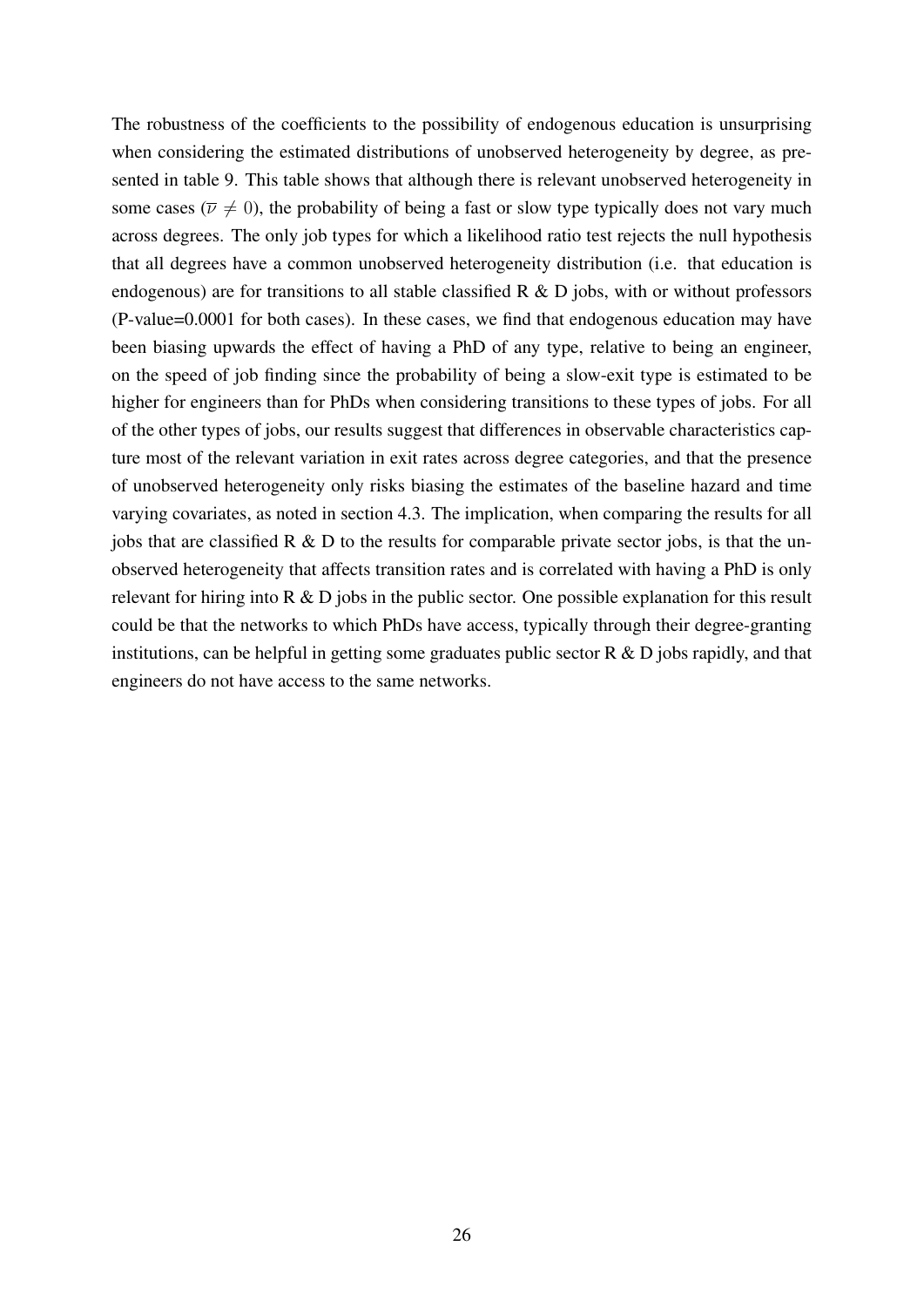The robustness of the coefficients to the possibility of endogenous education is unsurprising when considering the estimated distributions of unobserved heterogeneity by degree, as presented in table 9. This table shows that although there is relevant unobserved heterogeneity in some cases ($\overline{\nu} \neq 0$), the probability of being a fast or slow type typically does not vary much across degrees. The only job types for which a likelihood ratio test rejects the null hypothesis that all degrees have a common unobserved heterogeneity distribution (i.e. that education is endogenous) are for transitions to all stable classified R & D jobs, with or without professors (P-value=0.0001 for both cases). In these cases, we find that endogenous education may have been biasing upwards the effect of having a PhD of any type, relative to being an engineer, on the speed of job finding since the probability of being a slow-exit type is estimated to be higher for engineers than for PhDs when considering transitions to these types of jobs. For all of the other types of jobs, our results suggest that differences in observable characteristics capture most of the relevant variation in exit rates across degree categories, and that the presence of unobserved heterogeneity only risks biasing the estimates of the baseline hazard and time varying covariates, as noted in section 4.3. The implication, when comparing the results for all jobs that are classified R & D to the results for comparable private sector jobs, is that the unobserved heterogeneity that affects transition rates and is correlated with having a PhD is only relevant for hiring into R & D jobs in the public sector. One possible explanation for this result could be that the networks to which PhDs have access, typically through their degree-granting institutions, can be helpful in getting some graduates public sector R & D jobs rapidly, and that engineers do not have access to the same networks.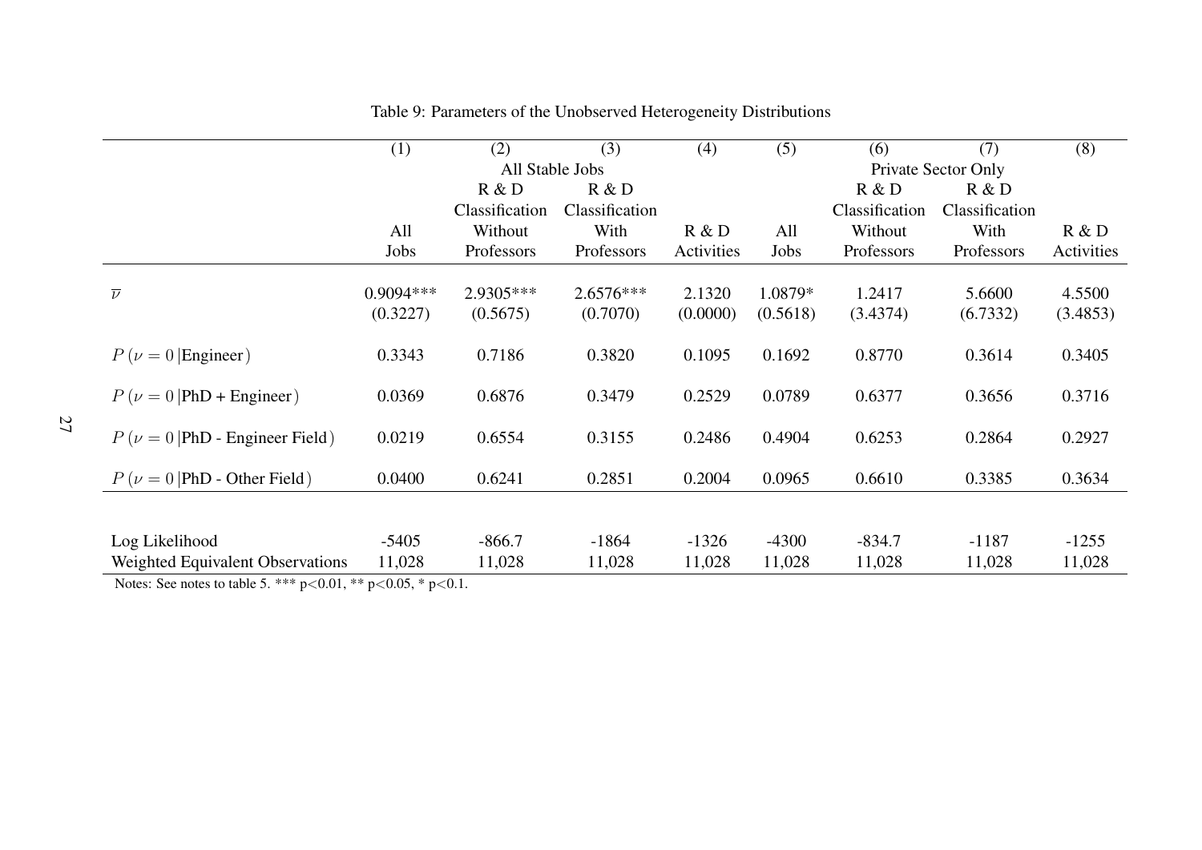Table 9: Parameters of the Unobserved Heterogeneity Distributions

| | (1) | (2) | (3) | (4) | (5) | (6) | (7) | (8) |
|---|---|---|---|---|---|---|---|---|
| | | All Stable Jobs | | | | Private Sector Only | | |
| | All Jobs | R & D Classification Without Professors | R & D Classification With Professors | R & D Activities | All Jobs | R & D Classification Without Professors | R & D Classification With Professors | R & D Activities |
| $\overline{\nu}$ | 0.9094*** | 2.9305*** | 2.6576*** | 2.1320 | 1.0879* | 1.2417 | 5.6600 | 4.5500 |
| | (0.3227) | (0.5675) | (0.7070) | (0.0000) | (0.5618) | (3.4374) | (6.7332) | (3.4853) |
| $P(\nu = 0 \mid \text{Engineer})$ | 0.3343 | 0.7186 | 0.3820 | 0.1095 | 0.1692 | 0.8770 | 0.3614 | 0.3405 |
| $P(\nu = 0 \mid \text{PhD + Engineer})$ | 0.0369 | 0.6876 | 0.3479 | 0.2529 | 0.0789 | 0.6377 | 0.3656 | 0.3716 |
| $P(\nu = 0 \mid \text{PhD - Engineer Field})$ | 0.0219 | 0.6554 | 0.3155 | 0.2486 | 0.4904 | 0.6253 | 0.2864 | 0.2927 |
| $P(\nu = 0 \mid \text{PhD - Other Field})$ | 0.0400 | 0.6241 | 0.2851 | 0.2004 | 0.0965 | 0.6610 | 0.3385 | 0.3634 |
| Log Likelihood | -5405 | -866.7 | -1864 | -1326 | -4300 | -834.7 | -1187 | -1255 |
| Weighted Equivalent Observations | 11,028 | 11,028 | 11,028 | 11,028 | 11,028 | 11,028 | 11,028 | 11,028 |

Notes: See notes to table 5. *** p<0.01, ** p<0.05, * p<0.1.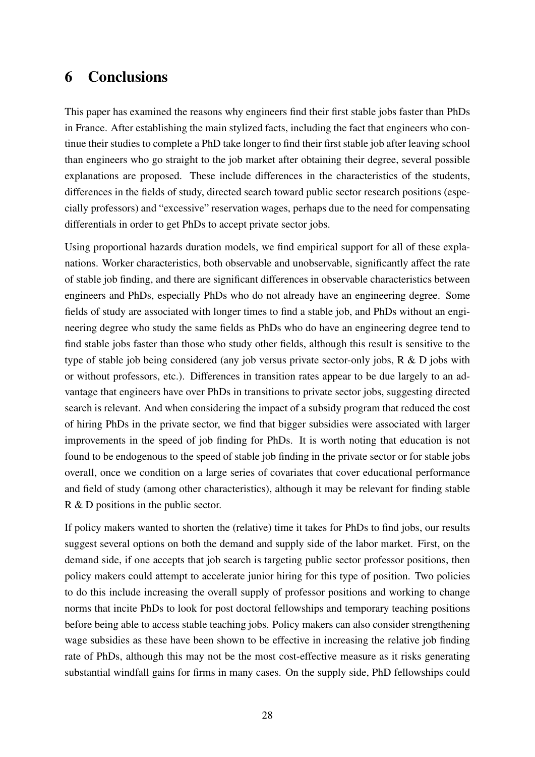## 6 Conclusions

This paper has examined the reasons why engineers find their first stable jobs faster than PhDs in France. After establishing the main stylized facts, including the fact that engineers who continue their studies to complete a PhD take longer to find their first stable job after leaving school than engineers who go straight to the job market after obtaining their degree, several possible explanations are proposed. These include differences in the characteristics of the students, differences in the fields of study, directed search toward public sector research positions (especially professors) and "excessive" reservation wages, perhaps due to the need for compensating differentials in order to get PhDs to accept private sector jobs.

Using proportional hazards duration models, we find empirical support for all of these explanations. Worker characteristics, both observable and unobservable, significantly affect the rate of stable job finding, and there are significant differences in observable characteristics between engineers and PhDs, especially PhDs who do not already have an engineering degree. Some fields of study are associated with longer times to find a stable job, and PhDs without an engineering degree who study the same fields as PhDs who do have an engineering degree tend to find stable jobs faster than those who study other fields, although this result is sensitive to the type of stable job being considered (any job versus private sector-only jobs, R & D jobs with or without professors, etc.). Differences in transition rates appear to be due largely to an advantage that engineers have over PhDs in transitions to private sector jobs, suggesting directed search is relevant. And when considering the impact of a subsidy program that reduced the cost of hiring PhDs in the private sector, we find that bigger subsidies were associated with larger improvements in the speed of job finding for PhDs. It is worth noting that education is not found to be endogenous to the speed of stable job finding in the private sector or for stable jobs overall, once we condition on a large series of covariates that cover educational performance and field of study (among other characteristics), although it may be relevant for finding stable R & D positions in the public sector.

If policy makers wanted to shorten the (relative) time it takes for PhDs to find jobs, our results suggest several options on both the demand and supply side of the labor market. First, on the demand side, if one accepts that job search is targeting public sector professor positions, then policy makers could attempt to accelerate junior hiring for this type of position. Two policies to do this include increasing the overall supply of professor positions and working to change norms that incite PhDs to look for post doctoral fellowships and temporary teaching positions before being able to access stable teaching jobs. Policy makers can also consider strengthening wage subsidies as these have been shown to be effective in increasing the relative job finding rate of PhDs, although this may not be the most cost-effective measure as it risks generating substantial windfall gains for firms in many cases. On the supply side, PhD fellowships could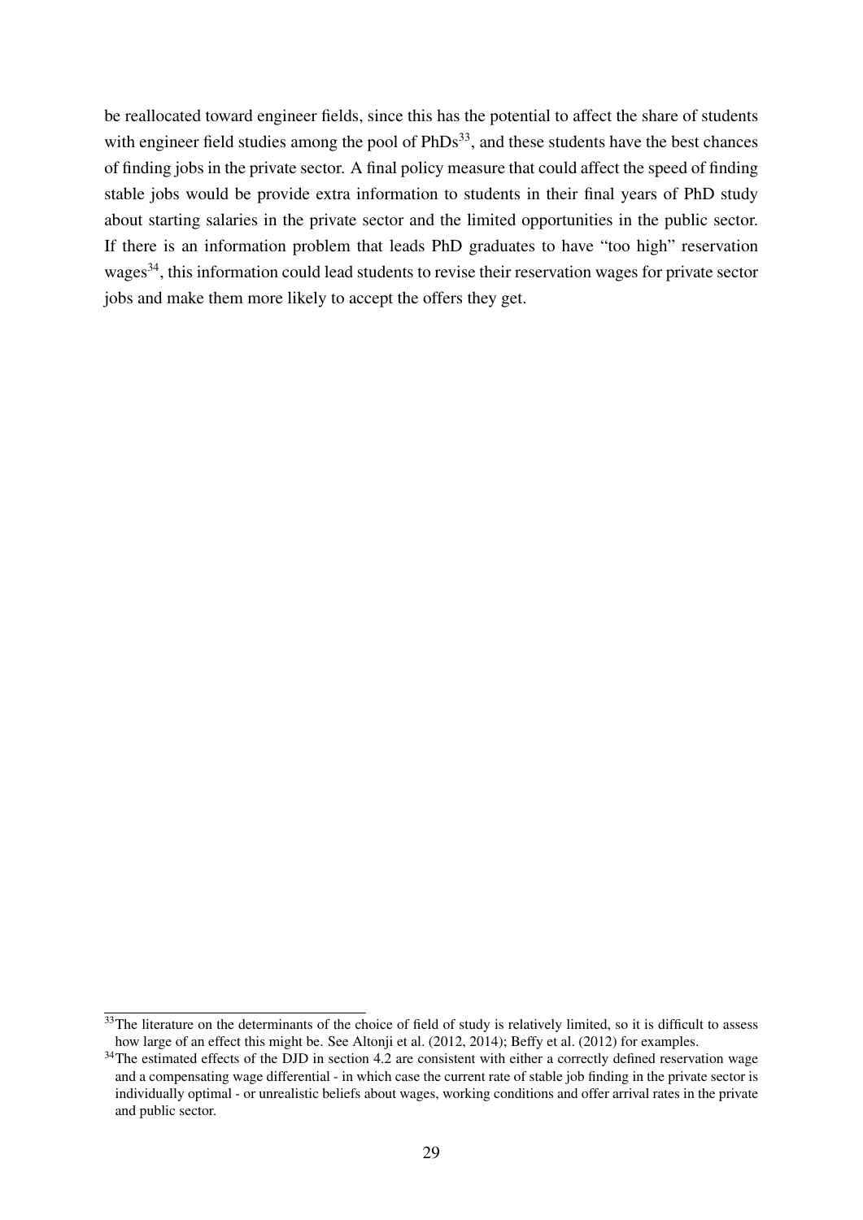be reallocated toward engineer fields, since this has the potential to affect the share of students with engineer field studies among the pool of PhDs[33], and these students have the best chances of finding jobs in the private sector. A final policy measure that could affect the speed of finding stable jobs would be provide extra information to students in their final years of PhD study about starting salaries in the private sector and the limited opportunities in the public sector. If there is an information problem that leads PhD graduates to have "too high" reservation wages[34], this information could lead students to revise their reservation wages for private sector jobs and make them more likely to accept the offers they get.

---

[33] The literature on the determinants of the choice of field of study is relatively limited, so it is difficult to assess how large of an effect this might be. See Altonji et al. (2012, 2014); Beffy et al. (2012) for examples.

[34] The estimated effects of the DJD in section 4.2 are consistent with either a correctly defined reservation wage and a compensating wage differential - in which case the current rate of stable job finding in the private sector is individually optimal - or unrealistic beliefs about wages, working conditions and offer arrival rates in the private and public sector.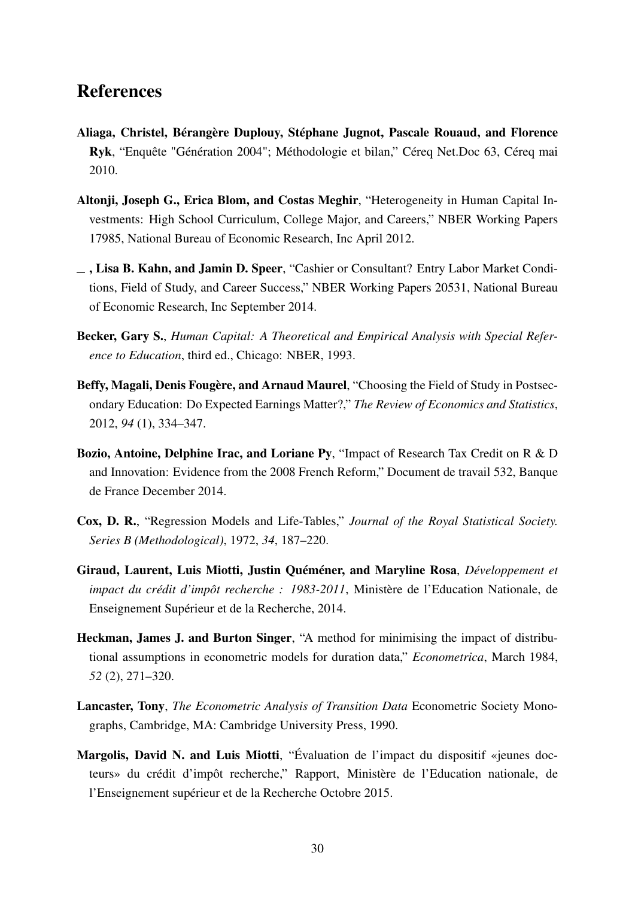## References

**Aliaga, Christel, Bérangère Duplouy, Stéphane Jugnot, Pascale Rouaud, and Florence Ryk**, "Enquête "Génération 2004"; Méthodologie et bilan," Céreq Net.Doc 63, Céreq mai 2010.

**Altonji, Joseph G., Erica Blom, and Costas Meghir**, "Heterogeneity in Human Capital Investments: High School Curriculum, College Major, and Careers," NBER Working Papers 17985, National Bureau of Economic Research, Inc April 2012.

**_ , Lisa B. Kahn, and Jamin D. Speer**, "Cashier or Consultant? Entry Labor Market Conditions, Field of Study, and Career Success," NBER Working Papers 20531, National Bureau of Economic Research, Inc September 2014.

**Becker, Gary S.**, *Human Capital: A Theoretical and Empirical Analysis with Special Reference to Education*, third ed., Chicago: NBER, 1993.

**Beffy, Magali, Denis Fougère, and Arnaud Maurel**, "Choosing the Field of Study in Postsecondary Education: Do Expected Earnings Matter?," *The Review of Economics and Statistics*, 2012, *94* (1), 334–347.

**Bozio, Antoine, Delphine Irac, and Loriane Py**, "Impact of Research Tax Credit on R & D and Innovation: Evidence from the 2008 French Reform," Document de travail 532, Banque de France December 2014.

**Cox, D. R.**, "Regression Models and Life-Tables," *Journal of the Royal Statistical Society. Series B (Methodological)*, 1972, *34*, 187–220.

**Giraud, Laurent, Luis Miotti, Justin Quéméner, and Maryline Rosa**, *Développement et impact du crédit d'impôt recherche : 1983-2011*, Ministère de l'Education Nationale, de Enseignement Supérieur et de la Recherche, 2014.

**Heckman, James J. and Burton Singer**, "A method for minimising the impact of distributional assumptions in econometric models for duration data," *Econometrica*, March 1984, *52* (2), 271–320.

**Lancaster, Tony**, *The Econometric Analysis of Transition Data* Econometric Society Monographs, Cambridge, MA: Cambridge University Press, 1990.

**Margolis, David N. and Luis Miotti**, "Évaluation de l'impact du dispositif «jeunes docteurs» du crédit d'impôt recherche," Rapport, Ministère de l'Education nationale, de l'Enseignement supérieur et de la Recherche Octobre 2015.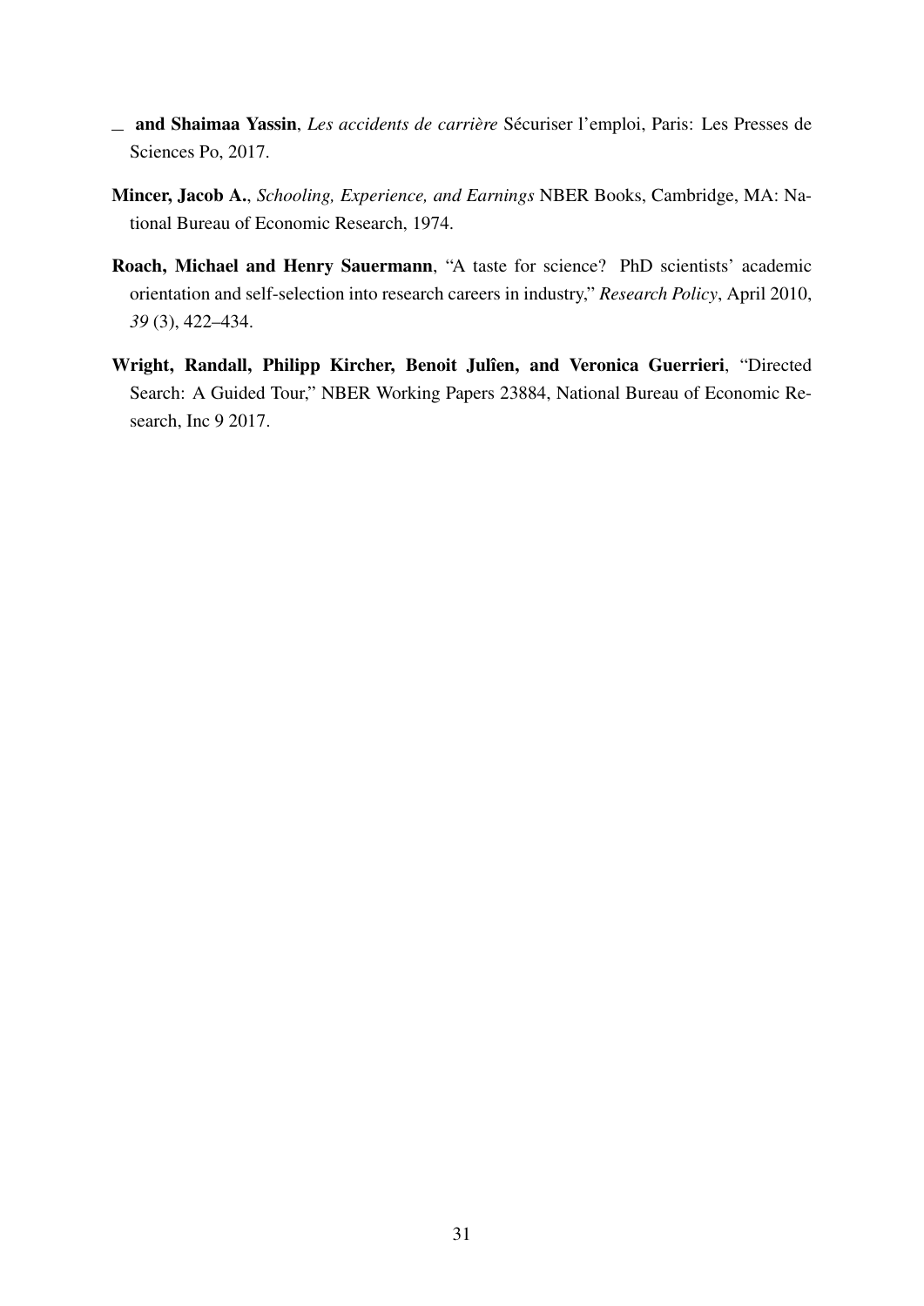— **and Shaimaa Yassin**, *Les accidents de carrière* Sécuriser l'emploi, Paris: Les Presses de Sciences Po, 2017.

**Mincer, Jacob A.**, *Schooling, Experience, and Earnings* NBER Books, Cambridge, MA: National Bureau of Economic Research, 1974.

**Roach, Michael and Henry Sauermann**, "A taste for science? PhD scientists' academic orientation and self-selection into research careers in industry," *Research Policy*, April 2010, *39* (3), 422–434.

**Wright, Randall, Philipp Kircher, Benoit Julîen, and Veronica Guerrieri**, "Directed Search: A Guided Tour," NBER Working Papers 23884, National Bureau of Economic Research, Inc 9 2017.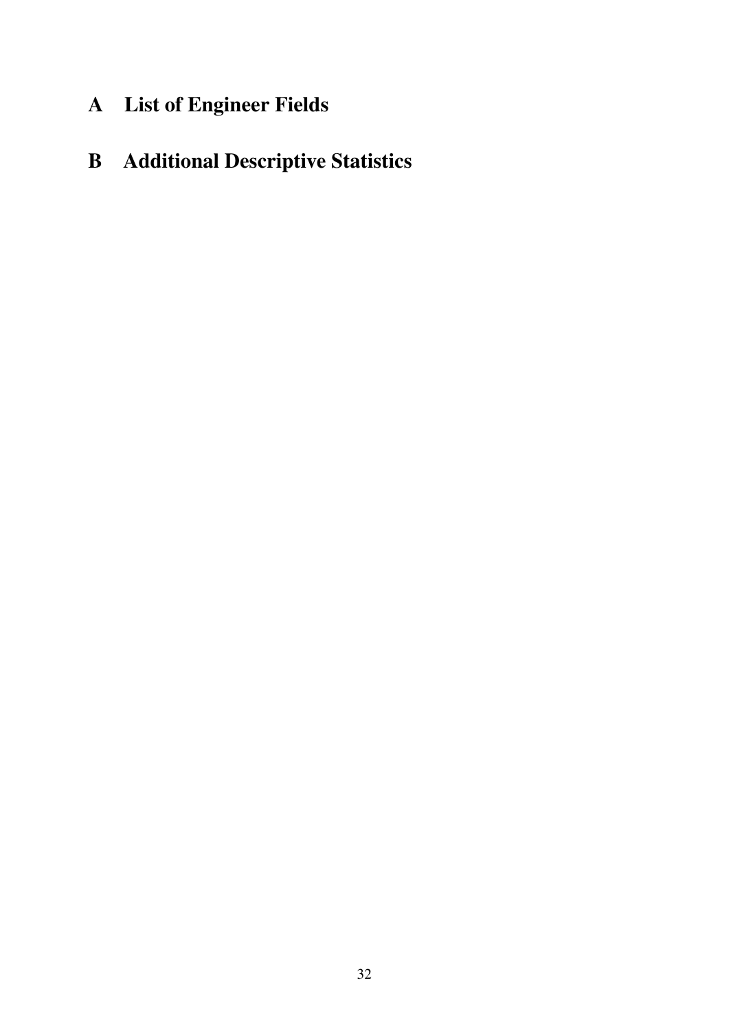# A List of Engineer Fields

# B Additional Descriptive Statistics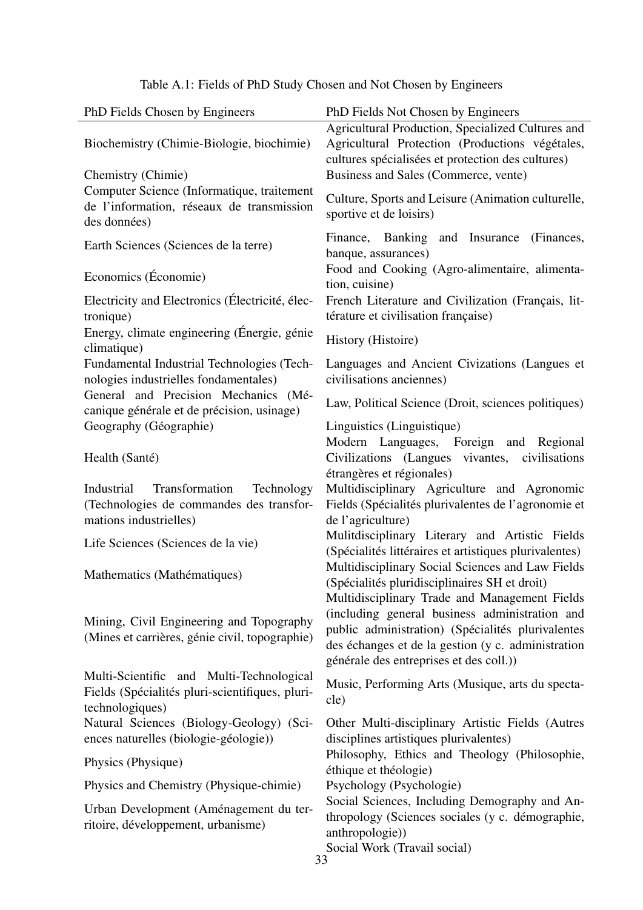Table A.1: Fields of PhD Study Chosen and Not Chosen by Engineers

| PhD Fields Chosen by Engineers | PhD Fields Not Chosen by Engineers |
|---|---|
| Biochemistry (Chimie-Biologie, biochimie) | Agricultural Production, Specialized Cultures and Agricultural Protection (Productions végétales, cultures spécialisées et protection des cultures) |
| Chemistry (Chimie) | Business and Sales (Commerce, vente) |
| Computer Science (Informatique, traitement de l'information, réseaux de transmission des données) | Culture, Sports and Leisure (Animation culturelle, sportive et de loisirs) |
| Earth Sciences (Sciences de la terre) | Finance, Banking and Insurance (Finances, banque, assurances) |
| Economics (Économie) | Food and Cooking (Agro-alimentaire, alimentation, cuisine) |
| Electricity and Electronics (Électricité, électronique) | French Literature and Civilization (Français, littérature et civilisation française) |
| Energy, climate engineering (Énergie, génie climatique) | History (Histoire) |
| Fundamental Industrial Technologies (Technologies industrielles fondamentales) | Languages and Ancient Civizations (Langues et civilisations anciennes) |
| General and Precision Mechanics (Mécanique générale et de précision, usinage) | Law, Political Science (Droit, sciences politiques) |
| Geography (Géographie) | Linguistics (Linguistique) |
| Health (Santé) | Modern Languages, Foreign and Regional Civilizations (Langues vivantes, civilisations étrangères et régionales) |
| Industrial Transformation Technology (Technologies de commandes des transformations industrielles) | Multidisciplinary Agriculture and Agronomic Fields (Spécialités plurivalentes de l'agronomie et de l'agriculture) |
| Life Sciences (Sciences de la vie) | Mulitdisciplinary Literary and Artistic Fields (Spécialités littéraires et artistiques plurivalentes) |
| Mathematics (Mathématiques) | Multidisciplinary Social Sciences and Law Fields (Spécialités pluridisciplinaires SH et droit) |
| Mining, Civil Engineering and Topography (Mines et carrières, génie civil, topographie) | Multidisciplinary Trade and Management Fields (including general business administration and public administration) (Spécialités plurivalentes des échanges et de la gestion (y c. administration générale des entreprises et des coll.)) |
| Multi-Scientific and Multi-Technological Fields (Spécialités pluri-scientifiques, pluritechnologiques) | Music, Performing Arts (Musique, arts du spectacle) |
| Natural Sciences (Biology-Geology) (Sciences naturelles (biologie-géologie)) | Other Multi-disciplinary Artistic Fields (Autres disciplines artistiques plurivalentes) |
| Physics (Physique) | Philosophy, Ethics and Theology (Philosophie, éthique et théologie) |
| Physics and Chemistry (Physique-chimie) | Psychology (Psychologie) |
| Urban Development (Aménagement du territoire, développement, urbanisme) | Social Sciences, Including Demography and Anthropology (Sciences sociales (y c. démographie, anthropologie)) |
| | Social Work (Travail social) |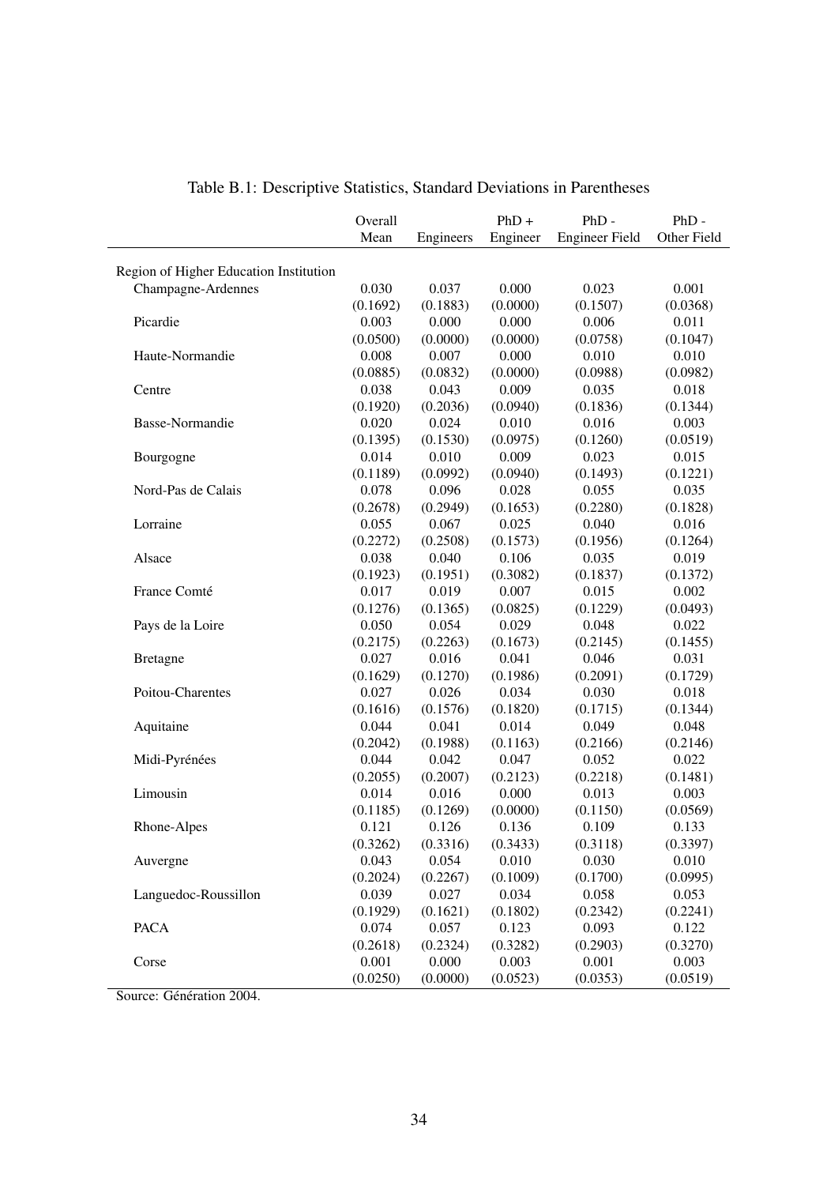Table B.1: Descriptive Statistics, Standard Deviations in Parentheses

| | Overall Mean | Engineers | PhD + Engineer | PhD - Engineer Field | PhD - Other Field |
|---|---|---|---|---|---|
| Region of Higher Education Institution | | | | | |
| Champagne-Ardennes | 0.030 | 0.037 | 0.000 | 0.023 | 0.001 |
| | (0.1692) | (0.1883) | (0.0000) | (0.1507) | (0.0368) |
| Picardie | 0.003 | 0.000 | 0.000 | 0.006 | 0.011 |
| | (0.0500) | (0.0000) | (0.0000) | (0.0758) | (0.1047) |
| Haute-Normandie | 0.008 | 0.007 | 0.000 | 0.010 | 0.010 |
| | (0.0885) | (0.0832) | (0.0000) | (0.0988) | (0.0982) |
| Centre | 0.038 | 0.043 | 0.009 | 0.035 | 0.018 |
| | (0.1920) | (0.2036) | (0.0940) | (0.1836) | (0.1344) |
| Basse-Normandie | 0.020 | 0.024 | 0.010 | 0.016 | 0.003 |
| | (0.1395) | (0.1530) | (0.0975) | (0.1260) | (0.0519) |
| Bourgogne | 0.014 | 0.010 | 0.009 | 0.023 | 0.015 |
| | (0.1189) | (0.0992) | (0.0940) | (0.1493) | (0.1221) |
| Nord-Pas de Calais | 0.078 | 0.096 | 0.028 | 0.055 | 0.035 |
| | (0.2678) | (0.2949) | (0.1653) | (0.2280) | (0.1828) |
| Lorraine | 0.055 | 0.067 | 0.025 | 0.040 | 0.016 |
| | (0.2272) | (0.2508) | (0.1573) | (0.1956) | (0.1264) |
| Alsace | 0.038 | 0.040 | 0.106 | 0.035 | 0.019 |
| | (0.1923) | (0.1951) | (0.3082) | (0.1837) | (0.1372) |
| France Comté | 0.017 | 0.019 | 0.007 | 0.015 | 0.002 |
| | (0.1276) | (0.1365) | (0.0825) | (0.1229) | (0.0493) |
| Pays de la Loire | 0.050 | 0.054 | 0.029 | 0.048 | 0.022 |
| | (0.2175) | (0.2263) | (0.1673) | (0.2145) | (0.1455) |
| Bretagne | 0.027 | 0.016 | 0.041 | 0.046 | 0.031 |
| | (0.1629) | (0.1270) | (0.1986) | (0.2091) | (0.1729) |
| Poitou-Charentes | 0.027 | 0.026 | 0.034 | 0.030 | 0.018 |
| | (0.1616) | (0.1576) | (0.1820) | (0.1715) | (0.1344) |
| Aquitaine | 0.044 | 0.041 | 0.014 | 0.049 | 0.048 |
| | (0.2042) | (0.1988) | (0.1163) | (0.2166) | (0.2146) |
| Midi-Pyrénées | 0.044 | 0.042 | 0.047 | 0.052 | 0.022 |
| | (0.2055) | (0.2007) | (0.2123) | (0.2218) | (0.1481) |
| Limousin | 0.014 | 0.016 | 0.000 | 0.013 | 0.003 |
| | (0.1185) | (0.1269) | (0.0000) | (0.1150) | (0.0569) |
| Rhone-Alpes | 0.121 | 0.126 | 0.136 | 0.109 | 0.133 |
| | (0.3262) | (0.3316) | (0.3433) | (0.3118) | (0.3397) |
| Auvergne | 0.043 | 0.054 | 0.010 | 0.030 | 0.010 |
| | (0.2024) | (0.2267) | (0.1009) | (0.1700) | (0.0995) |
| Languedoc-Roussillon | 0.039 | 0.027 | 0.034 | 0.058 | 0.053 |
| | (0.1929) | (0.1621) | (0.1802) | (0.2342) | (0.2241) |
| PACA | 0.074 | 0.057 | 0.123 | 0.093 | 0.122 |
| | (0.2618) | (0.2324) | (0.3282) | (0.2903) | (0.3270) |
| Corse | 0.001 | 0.000 | 0.003 | 0.001 | 0.003 |
| | (0.0250) | (0.0000) | (0.0523) | (0.0353) | (0.0519) |

Source: Génération 2004.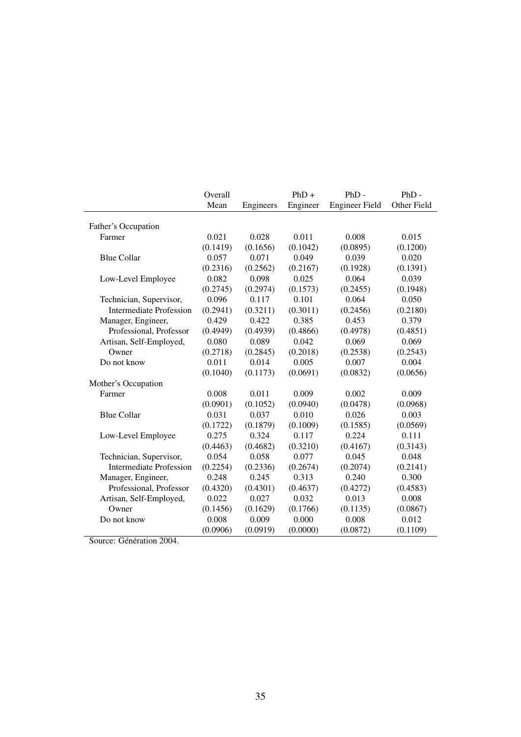| | Overall Mean | Engineers | PhD + Engineer | PhD - Engineer Field | PhD - Other Field |
|---|---|---|---|---|---|
| Father's Occupation | | | | | |
| Farmer | 0.021 | 0.028 | 0.011 | 0.008 | 0.015 |
| | (0.1419) | (0.1656) | (0.1042) | (0.0895) | (0.1200) |
| Blue Collar | 0.057 | 0.071 | 0.049 | 0.039 | 0.020 |
| | (0.2316) | (0.2562) | (0.2167) | (0.1928) | (0.1391) |
| Low-Level Employee | 0.082 | 0.098 | 0.025 | 0.064 | 0.039 |
| | (0.2745) | (0.2974) | (0.1573) | (0.2455) | (0.1948) |
| Technician, Supervisor, Intermediate Profession | 0.096 | 0.117 | 0.101 | 0.064 | 0.050 |
| | (0.2941) | (0.3211) | (0.3011) | (0.2456) | (0.2180) |
| Manager, Engineer, Professional, Professor | 0.429 | 0.422 | 0.385 | 0.453 | 0.379 |
| | (0.4949) | (0.4939) | (0.4866) | (0.4978) | (0.4851) |
| Artisan, Self-Employed, Owner | 0.080 | 0.089 | 0.042 | 0.069 | 0.069 |
| | (0.2718) | (0.2845) | (0.2018) | (0.2538) | (0.2543) |
| Do not know | 0.011 | 0.014 | 0.005 | 0.007 | 0.004 |
| | (0.1040) | (0.1173) | (0.0691) | (0.0832) | (0.0656) |
| Mother's Occupation | | | | | |
| Farmer | 0.008 | 0.011 | 0.009 | 0.002 | 0.009 |
| | (0.0901) | (0.1052) | (0.0940) | (0.0478) | (0.0968) |
| Blue Collar | 0.031 | 0.037 | 0.010 | 0.026 | 0.003 |
| | (0.1722) | (0.1879) | (0.1009) | (0.1585) | (0.0569) |
| Low-Level Employee | 0.275 | 0.324 | 0.117 | 0.224 | 0.111 |
| | (0.4463) | (0.4682) | (0.3210) | (0.4167) | (0.3143) |
| Technician, Supervisor, Intermediate Profession | 0.054 | 0.058 | 0.077 | 0.045 | 0.048 |
| | (0.2254) | (0.2336) | (0.2674) | (0.2074) | (0.2141) |
| Manager, Engineer, Professional, Professor | 0.248 | 0.245 | 0.313 | 0.240 | 0.300 |
| | (0.4320) | (0.4301) | (0.4637) | (0.4272) | (0.4583) |
| Artisan, Self-Employed, Owner | 0.022 | 0.027 | 0.032 | 0.013 | 0.008 |
| | (0.1456) | (0.1629) | (0.1766) | (0.1135) | (0.0867) |
| Do not know | 0.008 | 0.009 | 0.000 | 0.008 | 0.012 |
| | (0.0906) | (0.0919) | (0.0000) | (0.0872) | (0.1109) |

Source: Génération 2004.